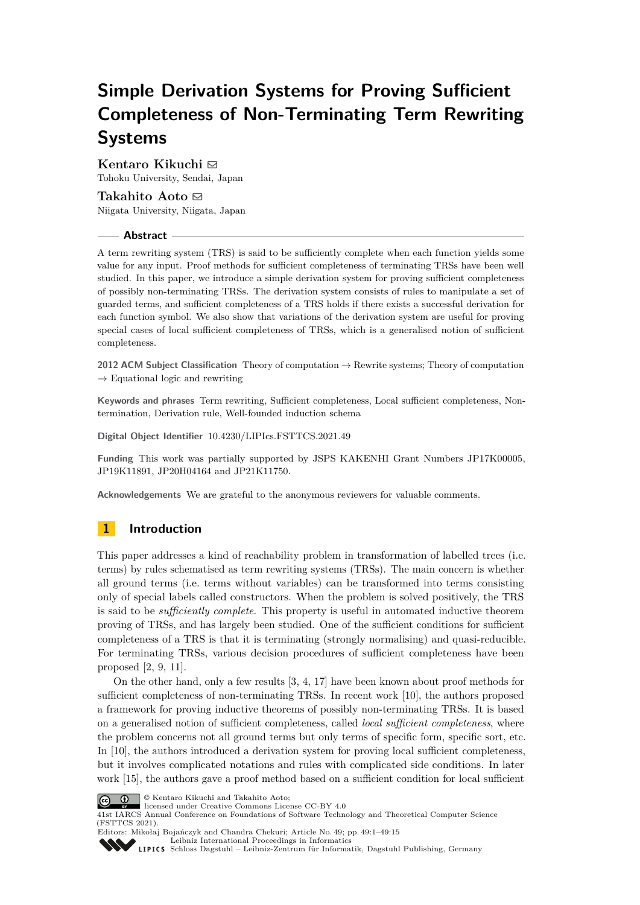# Simple Derivation Systems for Proving Sufficient Completeness of Non-Terminating Term Rewriting Systems

**Kentaro Kikuchi**
Tohoku University, Sendai, Japan

**Takahito Aoto**
Niigata University, Niigata, Japan

## Abstract

A term rewriting system (TRS) is said to be sufficiently complete when each function yields some value for any input. Proof methods for sufficient completeness of terminating TRSs have been well studied. In this paper, we introduce a simple derivation system for proving sufficient completeness of possibly non-terminating TRSs. The derivation system consists of rules to manipulate a set of guarded terms, and sufficient completeness of a TRS holds if there exists a successful derivation for each function symbol. We also show that variations of the derivation system are useful for proving special cases of local sufficient completeness of TRSs, which is a generalised notion of sufficient completeness.

**2012 ACM Subject Classification** Theory of computation → Rewrite systems; Theory of computation → Equational logic and rewriting

**Keywords and phrases** Term rewriting, Sufficient completeness, Local sufficient completeness, Non-termination, Derivation rule, Well-founded induction schema

**Digital Object Identifier** 10.4230/LIPIcs.FSTTCS.2021.49

**Funding** This work was partially supported by JSPS KAKENHI Grant Numbers JP17K00005, JP19K11891, JP20H04164 and JP21K11750.

**Acknowledgements** We are grateful to the anonymous reviewers for valuable comments.

## 1 Introduction

This paper addresses a kind of reachability problem in transformation of labelled trees (i.e. terms) by rules schematised as term rewriting systems (TRSs). The main concern is whether all ground terms (i.e. terms without variables) can be transformed into terms consisting only of special labels called constructors. When the problem is solved positively, the TRS is said to be *sufficiently complete*. This property is useful in automated inductive theorem proving of TRSs, and has largely been studied. One of the sufficient conditions for sufficient completeness of a TRS is that it is terminating (strongly normalising) and quasi-reducible. For terminating TRSs, various decision procedures of sufficient completeness have been proposed [2, 9, 11].

On the other hand, only a few results [3, 4, 17] have been known about proof methods for sufficient completeness of non-terminating TRSs. In recent work [10], the authors proposed a framework for proving inductive theorems of possibly non-terminating TRSs. It is based on a generalised notion of sufficient completeness, called *local sufficient completeness*, where the problem concerns not all ground terms but only terms of specific form, specific sort, etc. In [10], the authors introduced a derivation system for proving local sufficient completeness, but it involves complicated notations and rules with complicated side conditions. In later work [15], the authors gave a proof method based on a sufficient condition for local sufficient

© Kentaro Kikuchi and Takahito Aoto;
licensed under Creative Commons License CC-BY 4.0
41st IARCS Annual Conference on Foundations of Software Technology and Theoretical Computer Science (FSTTCS 2021).
Editors: Mikołaj Bojańczyk and Chandra Chekuri; Article No. 49; pp. 49:1–49:15
Leibniz International Proceedings in Informatics
Schloss Dagstuhl – Leibniz-Zentrum für Informatik, Dagstuhl Publishing, Germany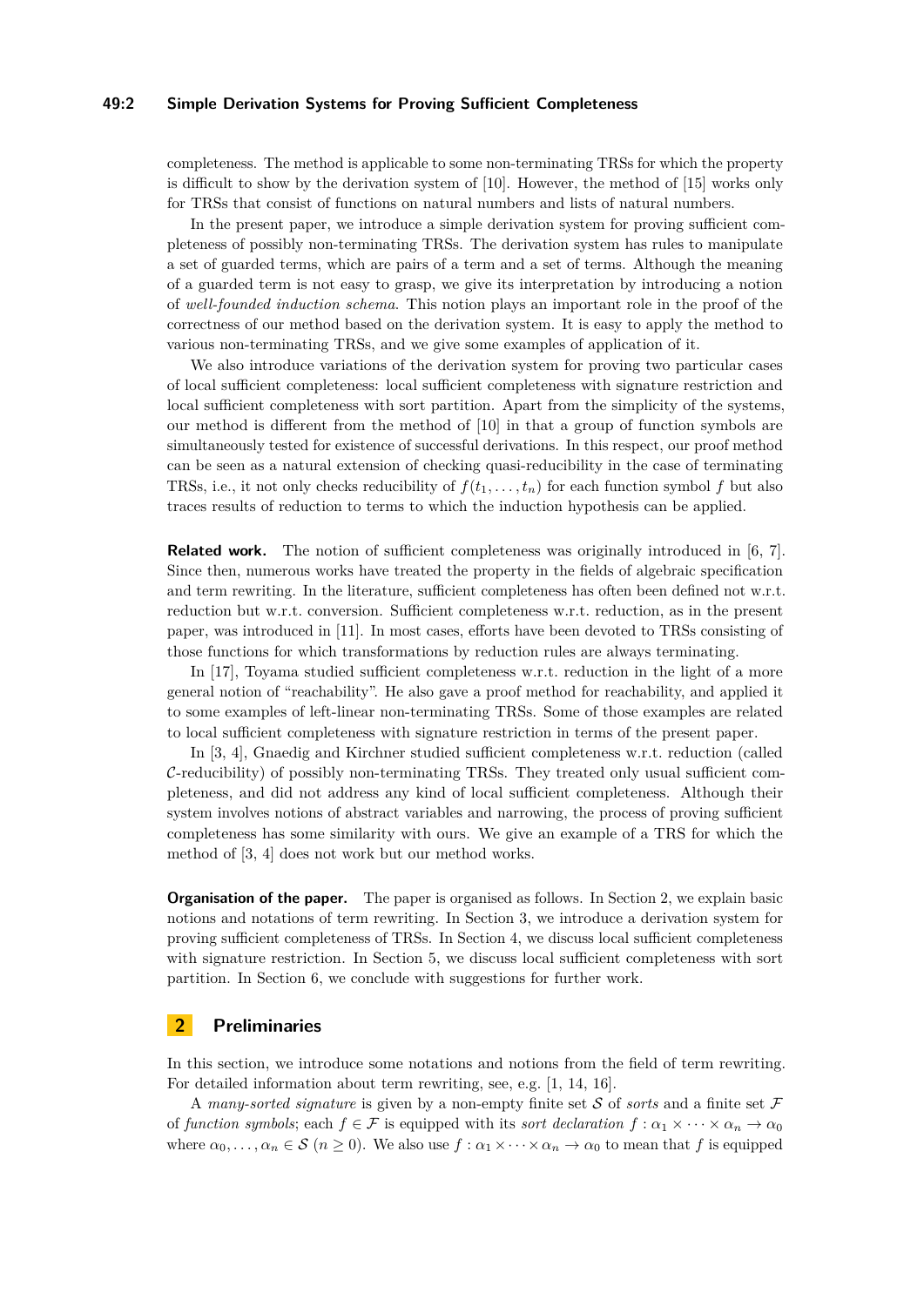completeness. The method is applicable to some non-terminating TRSs for which the property is difficult to show by the derivation system of [10]. However, the method of [15] works only for TRSs that consist of functions on natural numbers and lists of natural numbers.

In the present paper, we introduce a simple derivation system for proving sufficient completeness of possibly non-terminating TRSs. The derivation system has rules to manipulate a set of guarded terms, which are pairs of a term and a set of terms. Although the meaning of a guarded term is not easy to grasp, we give its interpretation by introducing a notion of *well-founded induction schema*. This notion plays an important role in the proof of the correctness of our method based on the derivation system. It is easy to apply the method to various non-terminating TRSs, and we give some examples of application of it.

We also introduce variations of the derivation system for proving two particular cases of local sufficient completeness: local sufficient completeness with signature restriction and local sufficient completeness with sort partition. Apart from the simplicity of the systems, our method is different from the method of [10] in that a group of function symbols are simultaneously tested for existence of successful derivations. In this respect, our proof method can be seen as a natural extension of checking quasi-reducibility in the case of terminating TRSs, i.e., it not only checks reducibility of $f(t_1, \ldots, t_n)$ for each function symbol $f$ but also traces results of reduction to terms to which the induction hypothesis can be applied.

**Related work.** The notion of sufficient completeness was originally introduced in [6, 7]. Since then, numerous works have treated the property in the fields of algebraic specification and term rewriting. In the literature, sufficient completeness has often been defined not w.r.t. reduction but w.r.t. conversion. Sufficient completeness w.r.t. reduction, as in the present paper, was introduced in [11]. In most cases, efforts have been devoted to TRSs consisting of those functions for which transformations by reduction rules are always terminating.

In [17], Toyama studied sufficient completeness w.r.t. reduction in the light of a more general notion of "reachability". He also gave a proof method for reachability, and applied it to some examples of left-linear non-terminating TRSs. Some of those examples are related to local sufficient completeness with signature restriction in terms of the present paper.

In [3, 4], Gnaedig and Kirchner studied sufficient completeness w.r.t. reduction (called $\mathcal{C}$-reducibility) of possibly non-terminating TRSs. They treated only usual sufficient completeness, and did not address any kind of local sufficient completeness. Although their system involves notions of abstract variables and narrowing, the process of proving sufficient completeness has some similarity with ours. We give an example of a TRS for which the method of [3, 4] does not work but our method works.

**Organisation of the paper.** The paper is organised as follows. In Section 2, we explain basic notions and notations of term rewriting. In Section 3, we introduce a derivation system for proving sufficient completeness of TRSs. In Section 4, we discuss local sufficient completeness with signature restriction. In Section 5, we discuss local sufficient completeness with sort partition. In Section 6, we conclude with suggestions for further work.

## 2 Preliminaries

In this section, we introduce some notations and notions from the field of term rewriting. For detailed information about term rewriting, see, e.g. [1, 14, 16].

A *many-sorted signature* is given by a non-empty finite set $\mathcal{S}$ of *sorts* and a finite set $\mathcal{F}$ of *function symbols*; each $f \in \mathcal{F}$ is equipped with its *sort declaration* $f : \alpha_1 \times \cdots \times \alpha_n \to \alpha_0$ where $\alpha_0, \ldots, \alpha_n \in \mathcal{S}$ $(n \geq 0)$. We also use $f : \alpha_1 \times \cdots \times \alpha_n \to \alpha_0$ to mean that $f$ is equipped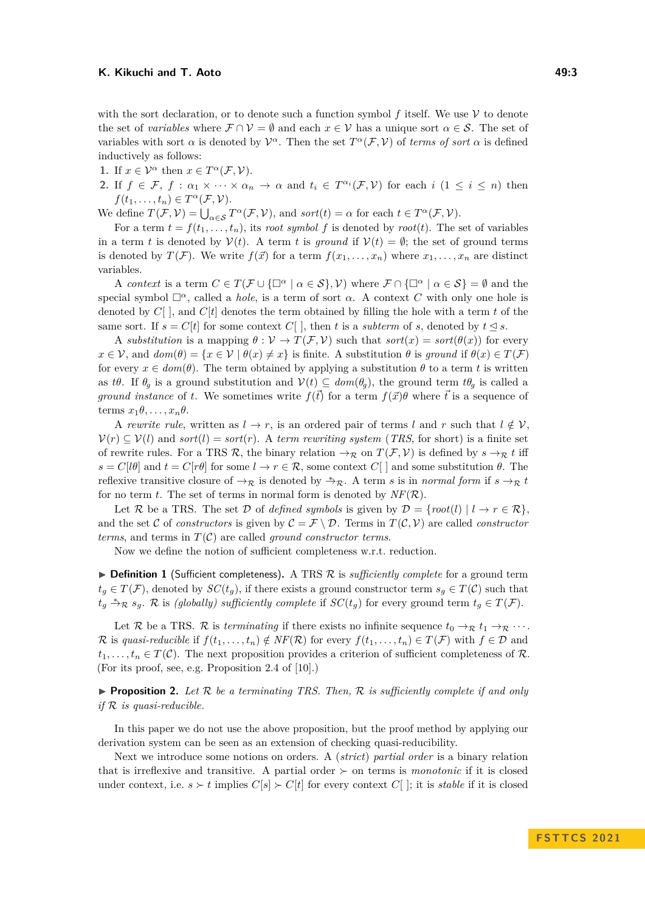with the sort declaration, or to denote such a function symbol $f$ itself. We use $\mathcal{V}$ to denote the set of *variables* where $\mathcal{F} \cap \mathcal{V} = \emptyset$ and each $x \in \mathcal{V}$ has a unique sort $\alpha \in \mathcal{S}$. The set of variables with sort $\alpha$ is denoted by $\mathcal{V}^\alpha$. Then the set $T^\alpha(\mathcal{F}, \mathcal{V})$ of *terms of sort* $\alpha$ is defined inductively as follows:

1. If $x \in \mathcal{V}^\alpha$ then $x \in T^\alpha(\mathcal{F}, \mathcal{V})$.
2. If $f \in \mathcal{F}$, $f : \alpha_1 \times \cdots \times \alpha_n \to \alpha$ and $t_i \in T^{\alpha_i}(\mathcal{F}, \mathcal{V})$ for each $i$ $(1 \leq i \leq n)$ then $f(t_1, \ldots, t_n) \in T^\alpha(\mathcal{F}, \mathcal{V})$.

We define $T(\mathcal{F}, \mathcal{V}) = \bigcup_{\alpha \in \mathcal{S}} T^\alpha(\mathcal{F}, \mathcal{V})$, and $sort(t) = \alpha$ for each $t \in T^\alpha(\mathcal{F}, \mathcal{V})$.

For a term $t = f(t_1, \ldots, t_n)$, its *root symbol* $f$ is denoted by $root(t)$. The set of variables in a term $t$ is denoted by $\mathcal{V}(t)$. A term $t$ is *ground* if $\mathcal{V}(t) = \emptyset$; the set of ground terms is denoted by $T(\mathcal{F})$. We write $f(\vec{x})$ for a term $f(x_1, \ldots, x_n)$ where $x_1, \ldots, x_n$ are distinct variables.

A *context* is a term $C \in T(\mathcal{F} \cup \{\Box^\alpha \mid \alpha \in \mathcal{S}\}, \mathcal{V})$ where $\mathcal{F} \cap \{\Box^\alpha \mid \alpha \in \mathcal{S}\} = \emptyset$ and the special symbol $\Box^\alpha$, called a *hole*, is a term of sort $\alpha$. A context $C$ with only one hole is denoted by $C[\,]$, and $C[t]$ denotes the term obtained by filling the hole with a term $t$ of the same sort. If $s = C[t]$ for some context $C[\,]$, then $t$ is a *subterm* of $s$, denoted by $t \trianglelefteq s$.

A *substitution* is a mapping $\theta : \mathcal{V} \to T(\mathcal{F}, \mathcal{V})$ such that $sort(x) = sort(\theta(x))$ for every $x \in \mathcal{V}$, and $dom(\theta) = \{x \in \mathcal{V} \mid \theta(x) \neq x\}$ is finite. A substitution $\theta$ is *ground* if $\theta(x) \in T(\mathcal{F})$ for every $x \in dom(\theta)$. The term obtained by applying a substitution $\theta$ to a term $t$ is written as $t\theta$. If $\theta_g$ is a ground substitution and $\mathcal{V}(t) \subseteq dom(\theta_g)$, the ground term $t\theta_g$ is called a *ground instance* of $t$. We sometimes write $f(\vec{t})$ for a term $f(\vec{x})\theta$ where $\vec{t}$ is a sequence of terms $x_1\theta, \ldots, x_n\theta$.

A *rewrite rule*, written as $l \to r$, is an ordered pair of terms $l$ and $r$ such that $l \notin \mathcal{V}$, $\mathcal{V}(r) \subseteq \mathcal{V}(l)$ and $sort(l) = sort(r)$. A *term rewriting system* (*TRS*, for short) is a finite set of rewrite rules. For a TRS $\mathcal{R}$, the binary relation $\to_\mathcal{R}$ on $T(\mathcal{F}, \mathcal{V})$ is defined by $s \to_\mathcal{R} t$ iff $s = C[l\theta]$ and $t = C[r\theta]$ for some $l \to r \in \mathcal{R}$, some context $C[\,]$ and some substitution $\theta$. The reflexive transitive closure of $\to_\mathcal{R}$ is denoted by $\xrightarrow{*}_\mathcal{R}$. A term $s$ is in *normal form* if $s \to_\mathcal{R} t$ for no term $t$. The set of terms in normal form is denoted by $NF(\mathcal{R})$.

Let $\mathcal{R}$ be a TRS. The set $\mathcal{D}$ of *defined symbols* is given by $\mathcal{D} = \{root(l) \mid l \to r \in \mathcal{R}\}$, and the set $\mathcal{C}$ of *constructors* is given by $\mathcal{C} = \mathcal{F} \setminus \mathcal{D}$. Terms in $T(\mathcal{C}, \mathcal{V})$ are called *constructor terms*, and terms in $T(\mathcal{C})$ are called *ground constructor terms*.

Now we define the notion of sufficient completeness w.r.t. reduction.

▶ **Definition 1** (Sufficient completeness). A TRS $\mathcal{R}$ is *sufficiently complete* for a ground term $t_g \in T(\mathcal{F})$, denoted by $SC(t_g)$, if there exists a ground constructor term $s_g \in T(\mathcal{C})$ such that $t_g \xrightarrow{*}_\mathcal{R} s_g$. $\mathcal{R}$ is *(globally) sufficiently complete* if $SC(t_g)$ for every ground term $t_g \in T(\mathcal{F})$.

Let $\mathcal{R}$ be a TRS. $\mathcal{R}$ is *terminating* if there exists no infinite sequence $t_0 \to_\mathcal{R} t_1 \to_\mathcal{R} \cdots$. $\mathcal{R}$ is *quasi-reducible* if $f(t_1, \ldots, t_n) \notin NF(\mathcal{R})$ for every $f(t_1, \ldots, t_n) \in T(\mathcal{F})$ with $f \in \mathcal{D}$ and $t_1, \ldots, t_n \in T(\mathcal{C})$. The next proposition provides a criterion of sufficient completeness of $\mathcal{R}$. (For its proof, see, e.g. Proposition 2.4 of [10].)

▶ **Proposition 2.** *Let $\mathcal{R}$ be a terminating TRS. Then, $\mathcal{R}$ is sufficiently complete if and only if $\mathcal{R}$ is quasi-reducible.*

In this paper we do not use the above proposition, but the proof method by applying our derivation system can be seen as an extension of checking quasi-reducibility.

Next we introduce some notions on orders. A (*strict*) *partial order* is a binary relation that is irreflexive and transitive. A partial order $\succ$ on terms is *monotonic* if it is closed under context, i.e. $s \succ t$ implies $C[s] \succ C[t]$ for every context $C[\,]$; it is *stable* if it is closed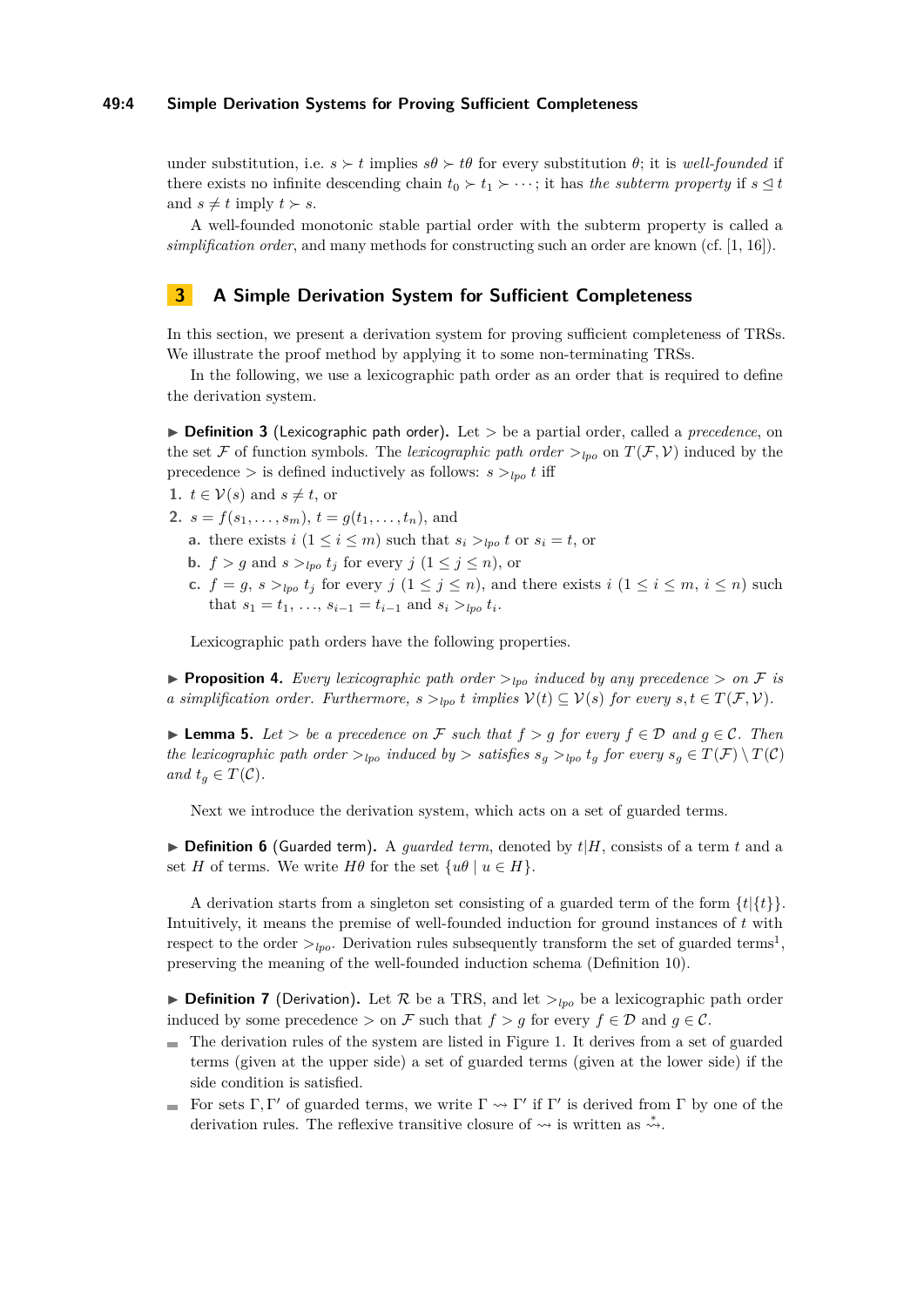under substitution, i.e. $s \succ t$ implies $s\theta \succ t\theta$ for every substitution $\theta$; it is *well-founded* if there exists no infinite descending chain $t_0 \succ t_1 \succ \cdots$; it has *the subterm property* if $s \trianglelefteq t$ and $s \neq t$ imply $t \succ s$.

A well-founded monotonic stable partial order with the subterm property is called a *simplification order*, and many methods for constructing such an order are known (cf. [1, 16]).

## 3 A Simple Derivation System for Sufficient Completeness

In this section, we present a derivation system for proving sufficient completeness of TRSs. We illustrate the proof method by applying it to some non-terminating TRSs.

In the following, we use a lexicographic path order as an order that is required to define the derivation system.

▶ **Definition 3** (Lexicographic path order). Let $>$ be a partial order, called a *precedence*, on the set $\mathcal{F}$ of function symbols. The *lexicographic path order* $>_{lpo}$ on $T(\mathcal{F}, \mathcal{V})$ induced by the precedence $>$ is defined inductively as follows: $s >_{lpo} t$ iff

1. $t \in \mathcal{V}(s)$ and $s \neq t$, or
2. $s = f(s_1, \ldots, s_m)$, $t = g(t_1, \ldots, t_n)$, and
   a. there exists $i$ $(1 \leq i \leq m)$ such that $s_i >_{lpo} t$ or $s_i = t$, or
   b. $f > g$ and $s >_{lpo} t_j$ for every $j$ $(1 \leq j \leq n)$, or
   c. $f = g$, $s >_{lpo} t_j$ for every $j$ $(1 \leq j \leq n)$, and there exists $i$ $(1 \leq i \leq m,\ i \leq n)$ such that $s_1 = t_1, \ldots, s_{i-1} = t_{i-1}$ and $s_i >_{lpo} t_i$.

Lexicographic path orders have the following properties.

▶ **Proposition 4.** *Every lexicographic path order $>_{lpo}$ induced by any precedence $>$ on $\mathcal{F}$ is a simplification order. Furthermore, $s >_{lpo} t$ implies $\mathcal{V}(t) \subseteq \mathcal{V}(s)$ for every $s, t \in T(\mathcal{F}, \mathcal{V})$.*

▶ **Lemma 5.** *Let $>$ be a precedence on $\mathcal{F}$ such that $f > g$ for every $f \in \mathcal{D}$ and $g \in \mathcal{C}$. Then the lexicographic path order $>_{lpo}$ induced by $>$ satisfies $s_g >_{lpo} t_g$ for every $s_g \in T(\mathcal{F}) \setminus T(\mathcal{C})$ and $t_g \in T(\mathcal{C})$.*

Next we introduce the derivation system, which acts on a set of guarded terms.

▶ **Definition 6** (Guarded term). A *guarded term*, denoted by $t|H$, consists of a term $t$ and a set $H$ of terms. We write $H\theta$ for the set $\{u\theta \mid u \in H\}$.

A derivation starts from a singleton set consisting of a guarded term of the form $\{t|\{t\}\}$. Intuitively, it means the premise of well-founded induction for ground instances of $t$ with respect to the order $>_{lpo}$. Derivation rules subsequently transform the set of guarded terms[1], preserving the meaning of the well-founded induction schema (Definition 10).

▶ **Definition 7** (Derivation). Let $\mathcal{R}$ be a TRS, and let $>_{lpo}$ be a lexicographic path order induced by some precedence $>$ on $\mathcal{F}$ such that $f > g$ for every $f \in \mathcal{D}$ and $g \in \mathcal{C}$.

- The derivation rules of the system are listed in Figure 1. It derives from a set of guarded terms (given at the upper side) a set of guarded terms (given at the lower side) if the side condition is satisfied.
- For sets $\Gamma, \Gamma'$ of guarded terms, we write $\Gamma \rightsquigarrow \Gamma'$ if $\Gamma'$ is derived from $\Gamma$ by one of the derivation rules. The reflexive transitive closure of $\rightsquigarrow$ is written as $\overset{*}{\rightsquigarrow}$.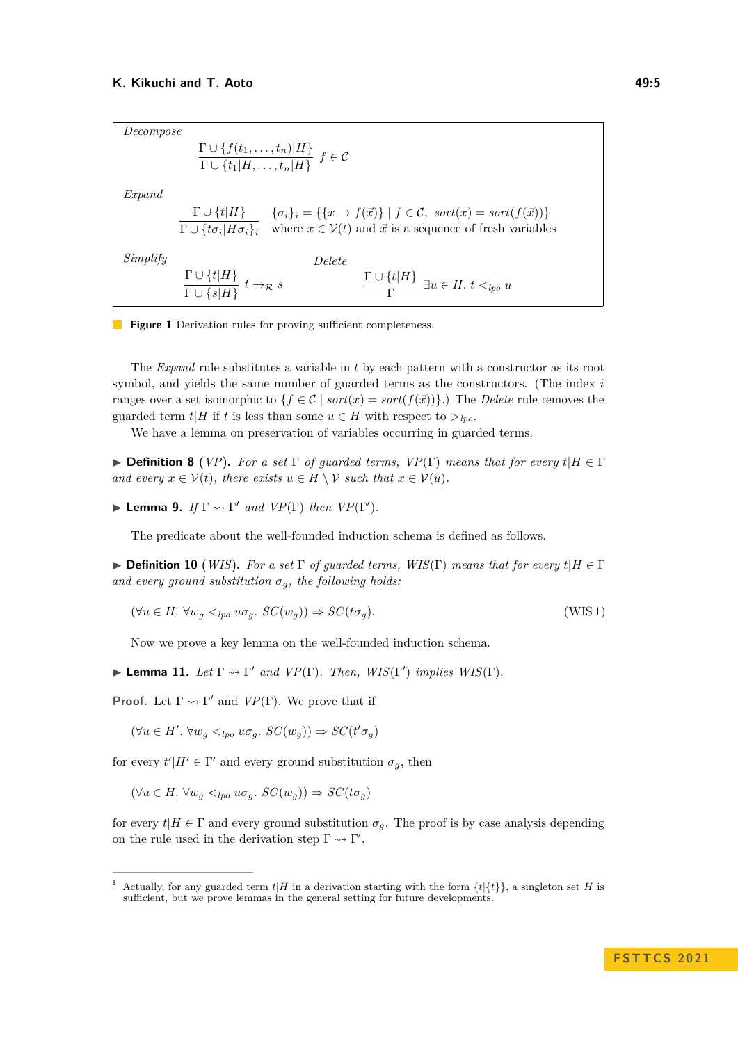*Decompose*

$$\frac{\Gamma \cup \{f(t_1,\ldots,t_n)|H\}}{\Gamma \cup \{t_1|H,\ldots,t_n|H\}}\ f \in \mathcal{C}$$

*Expand*

$$\frac{\Gamma \cup \{t|H\}}{\Gamma \cup \{t\sigma_i|H\sigma_i\}_i}\ \begin{array}{l}\{\sigma_i\}_i = \{\{x \mapsto f(\vec{x})\} \mid f \in \mathcal{C},\ sort(x) = sort(f(\vec{x}))\} \\ \text{where } x \in \mathcal{V}(t) \text{ and } \vec{x} \text{ is a sequence of fresh variables}\end{array}$$

*Simplify*

$$\frac{\Gamma \cup \{t|H\}}{\Gamma \cup \{s|H\}}\ t \to_{\mathcal{R}} s$$

*Delete*

$$\frac{\Gamma \cup \{t|H\}}{\Gamma}\ \exists u \in H.\ t <_{lpo} u$$

**Figure 1** Derivation rules for proving sufficient completeness.

The *Expand* rule substitutes a variable in $t$ by each pattern with a constructor as its root symbol, and yields the same number of guarded terms as the constructors. (The index $i$ ranges over a set isomorphic to $\{f \in \mathcal{C} \mid sort(x) = sort(f(\vec{x}))\}$.) The *Delete* rule removes the guarded term $t|H$ if $t$ is less than some $u \in H$ with respect to $>_{lpo}$.

We have a lemma on preservation of variables occurring in guarded terms.

▶ **Definition 8** (*VP*). *For a set $\Gamma$ of guarded terms, $VP(\Gamma)$ means that for every $t|H \in \Gamma$ and every $x \in \mathcal{V}(t)$, there exists $u \in H \setminus \mathcal{V}$ such that $x \in \mathcal{V}(u)$.*

▶ **Lemma 9.** *If $\Gamma \rightsquigarrow \Gamma'$ and $VP(\Gamma)$ then $VP(\Gamma')$.*

The predicate about the well-founded induction schema is defined as follows.

▶ **Definition 10** (*WIS*). *For a set $\Gamma$ of guarded terms, $WIS(\Gamma)$ means that for every $t|H \in \Gamma$ and every ground substitution $\sigma_g$, the following holds:*

$$(\forall u \in H.\ \forall w_g <_{lpo} u\sigma_g.\ SC(w_g)) \Rightarrow SC(t\sigma_g). \tag{WIS 1}$$

Now we prove a key lemma on the well-founded induction schema.

▶ **Lemma 11.** *Let $\Gamma \rightsquigarrow \Gamma'$ and $VP(\Gamma)$. Then, $WIS(\Gamma')$ implies $WIS(\Gamma)$.*

**Proof.** Let $\Gamma \rightsquigarrow \Gamma'$ and $VP(\Gamma)$. We prove that if

$$(\forall u \in H'.\ \forall w_g <_{lpo} u\sigma_g.\ SC(w_g)) \Rightarrow SC(t'\sigma_g)$$

for every $t'|H' \in \Gamma'$ and every ground substitution $\sigma_g$, then

$$(\forall u \in H.\ \forall w_g <_{lpo} u\sigma_g.\ SC(w_g)) \Rightarrow SC(t\sigma_g)$$

for every $t|H \in \Gamma$ and every ground substitution $\sigma_g$. The proof is by case analysis depending on the rule used in the derivation step $\Gamma \rightsquigarrow \Gamma'$.

[1] Actually, for any guarded term $t|H$ in a derivation starting with the form $\{t|\{t\}\}$, a singleton set $H$ is sufficient, but we prove lemmas in the general setting for future developments.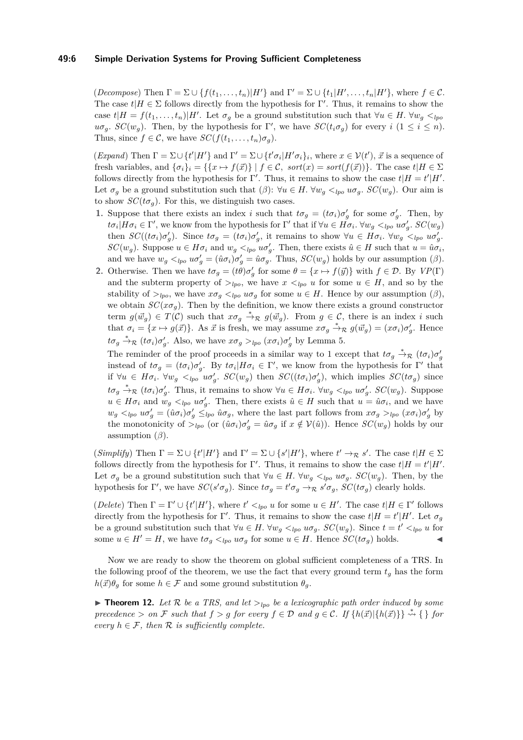(*Decompose*) Then $\Gamma = \Sigma \cup \{f(t_1, \ldots, t_n)|H'\}$ and $\Gamma' = \Sigma \cup \{t_1|H', \ldots, t_n|H'\}$, where $f \in \mathcal{C}$. The case $t|H \in \Sigma$ follows directly from the hypothesis for $\Gamma'$. Thus, it remains to show the case $t|H = f(t_1, \ldots, t_n)|H'$. Let $\sigma_g$ be a ground substitution such that $\forall u \in H.\ \forall w_g <_{lpo} u\sigma_g.\ SC(w_g)$. Then, by the hypothesis for $\Gamma'$, we have $SC(t_i\sigma_g)$ for every $i$ ($1 \leq i \leq n$). Thus, since $f \in \mathcal{C}$, we have $SC(f(t_1, \ldots, t_n)\sigma_g)$.

(*Expand*) Then $\Gamma = \Sigma \cup \{t'|H'\}$ and $\Gamma' = \Sigma \cup \{t'\sigma_i|H'\sigma_i\}_i$, where $x \in \mathcal{V}(t')$, $\vec{x}$ is a sequence of fresh variables, and $\{\sigma_i\}_i = \{\{x \mapsto f(\vec{x})\} \mid f \in \mathcal{C},\ sort(x) = sort(f(\vec{x}))\}$. The case $t|H \in \Sigma$ follows directly from the hypothesis for $\Gamma'$. Thus, it remains to show the case $t|H = t'|H'$. Let $\sigma_g$ be a ground substitution such that ($\beta$): $\forall u \in H.\ \forall w_g <_{lpo} u\sigma_g.\ SC(w_g)$. Our aim is to show $SC(t\sigma_g)$. For this, we distinguish two cases.

1. Suppose that there exists an index $i$ such that $t\sigma_g = (t\sigma_i)\sigma'_g$ for some $\sigma'_g$. Then, by $t\sigma_i|H\sigma_i \in \Gamma'$, we know from the hypothesis for $\Gamma'$ that if $\forall u \in H\sigma_i.\ \forall w_g <_{lpo} u\sigma'_g.\ SC(w_g)$ then $SC((t\sigma_i)\sigma'_g)$. Since $t\sigma_g = (t\sigma_i)\sigma'_g$, it remains to show $\forall u \in H\sigma_i.\ \forall w_g <_{lpo} u\sigma'_g.\ SC(w_g)$. Suppose $u \in H\sigma_i$ and $w_g <_{lpo} u\sigma'_g$. Then, there exists $\hat{u} \in H$ such that $u = \hat{u}\sigma_i$, and we have $w_g <_{lpo} u\sigma'_g = (\hat{u}\sigma_i)\sigma'_g = \hat{u}\sigma_g$. Thus, $SC(w_g)$ holds by our assumption ($\beta$).
2. Otherwise. Then we have $t\sigma_g = (t\theta)\sigma'_g$ for some $\theta = \{x \mapsto f(\vec{y})\}$ with $f \in \mathcal{D}$. By $VP(\Gamma)$ and the subterm property of $>_{lpo}$, we have $x <_{lpo} u$ for some $u \in H$, and so by the stability of $>_{lpo}$, we have $x\sigma_g <_{lpo} u\sigma_g$ for some $u \in H$. Hence by our assumption ($\beta$), we obtain $SC(x\sigma_g)$. Then by the definition, we know there exists a ground constructor term $g(\vec{w}_g) \in T(\mathcal{C})$ such that $x\sigma_g \xrightarrow{*}_{\mathcal{R}} g(\vec{w}_g)$. From $g \in \mathcal{C}$, there is an index $i$ such that $\sigma_i = \{x \mapsto g(\vec{x})\}$. As $\vec{x}$ is fresh, we may assume $x\sigma_g \xrightarrow{*}_{\mathcal{R}} g(\vec{w}_g) = (x\sigma_i)\sigma'_g$. Hence $t\sigma_g \xrightarrow{*}_{\mathcal{R}} (t\sigma_i)\sigma'_g$. Also, we have $x\sigma_g >_{lpo} (x\sigma_i)\sigma'_g$ by Lemma 5.

   The reminder of the proof proceeds in a similar way to 1 except that $t\sigma_g \xrightarrow{*}_{\mathcal{R}} (t\sigma_i)\sigma'_g$ instead of $t\sigma_g = (t\sigma_i)\sigma'_g$. By $t\sigma_i|H\sigma_i \in \Gamma'$, we know from the hypothesis for $\Gamma'$ that if $\forall u \in H\sigma_i.\ \forall w_g <_{lpo} u\sigma'_g.\ SC(w_g)$ then $SC((t\sigma_i)\sigma'_g)$, which implies $SC(t\sigma_g)$ since $t\sigma_g \xrightarrow{*}_{\mathcal{R}} (t\sigma_i)\sigma'_g$. Thus, it remains to show $\forall u \in H\sigma_i.\ \forall w_g <_{lpo} u\sigma'_g.\ SC(w_g)$. Suppose $u \in H\sigma_i$ and $w_g <_{lpo} u\sigma'_g$. Then, there exists $\hat{u} \in H$ such that $u = \hat{u}\sigma_i$, and we have $w_g <_{lpo} u\sigma'_g = (\hat{u}\sigma_i)\sigma'_g \leq_{lpo} \hat{u}\sigma_g$, where the last part follows from $x\sigma_g >_{lpo} (x\sigma_i)\sigma'_g$ by the monotonicity of $>_{lpo}$ (or $(\hat{u}\sigma_i)\sigma'_g = \hat{u}\sigma_g$ if $x \notin \mathcal{V}(\hat{u})$). Hence $SC(w_g)$ holds by our assumption ($\beta$).

(*Simplify*) Then $\Gamma = \Sigma \cup \{t'|H'\}$ and $\Gamma' = \Sigma \cup \{s'|H'\}$, where $t' \to_{\mathcal{R}} s'$. The case $t|H \in \Sigma$ follows directly from the hypothesis for $\Gamma'$. Thus, it remains to show the case $t|H = t'|H'$. Let $\sigma_g$ be a ground substitution such that $\forall u \in H.\ \forall w_g <_{lpo} u\sigma_g.\ SC(w_g)$. Then, by the hypothesis for $\Gamma'$, we have $SC(s'\sigma_g)$. Since $t\sigma_g = t'\sigma_g \to_{\mathcal{R}} s'\sigma_g$, $SC(t\sigma_g)$ clearly holds.

(*Delete*) Then $\Gamma = \Gamma' \cup \{t'|H'\}$, where $t' <_{lpo} u$ for some $u \in H'$. The case $t|H \in \Gamma'$ follows directly from the hypothesis for $\Gamma'$. Thus, it remains to show the case $t|H = t'|H'$. Let $\sigma_g$ be a ground substitution such that $\forall u \in H.\ \forall w_g <_{lpo} u\sigma_g.\ SC(w_g)$. Since $t = t' <_{lpo} u$ for some $u \in H' = H$, we have $t\sigma_g <_{lpo} u\sigma_g$ for some $u \in H$. Hence $SC(t\sigma_g)$ holds. ◀

Now we are ready to show the theorem on global sufficient completeness of a TRS. In the following proof of the theorem, we use the fact that every ground term $t_g$ has the form $h(\vec{x})\theta_g$ for some $h \in \mathcal{F}$ and some ground substitution $\theta_g$.

▶ **Theorem 12.** *Let $\mathcal{R}$ be a TRS, and let $>_{lpo}$ be a lexicographic path order induced by some precedence $>$ on $\mathcal{F}$ such that $f > g$ for every $f \in \mathcal{D}$ and $g \in \mathcal{C}$. If $\{h(\vec{x})|\{h(\vec{x})\}\} \overset{*}{\rightsquigarrow} \{\,\}$ for every $h \in \mathcal{F}$, then $\mathcal{R}$ is sufficiently complete.*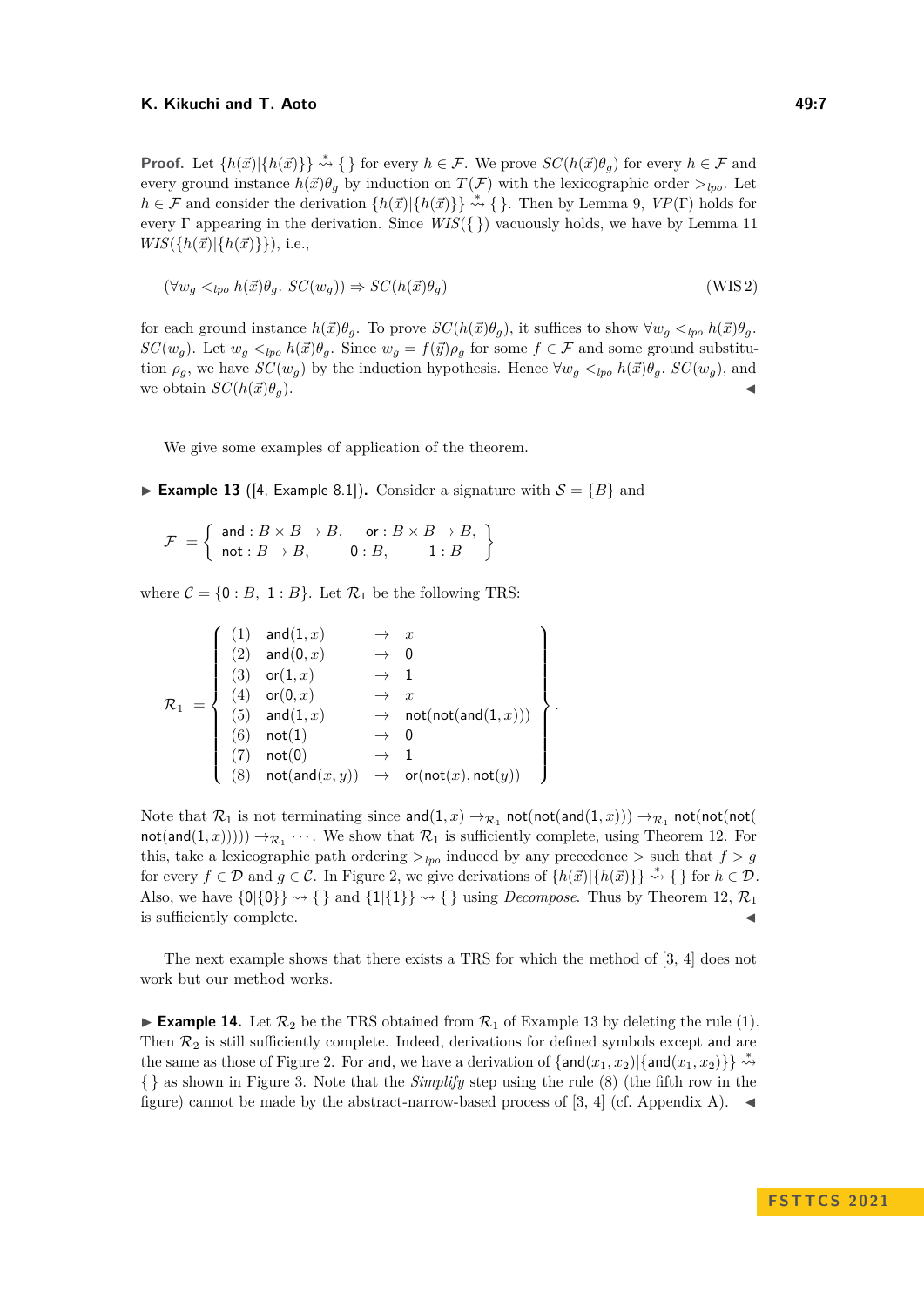**Proof.** Let $\{h(\vec{x})|\{h(\vec{x})\}\} \overset{*}{\rightsquigarrow} \{\,\}$ for every $h \in \mathcal{F}$. We prove $SC(h(\vec{x})\theta_g)$ for every $h \in \mathcal{F}$ and every ground instance $h(\vec{x})\theta_g$ by induction on $T(\mathcal{F})$ with the lexicographic order $>_{lpo}$. Let $h \in \mathcal{F}$ and consider the derivation $\{h(\vec{x})|\{h(\vec{x})\}\} \overset{*}{\rightsquigarrow} \{\,\}$. Then by Lemma 9, $VP(\Gamma)$ holds for every $\Gamma$ appearing in the derivation. Since $WIS(\{\,\})$ vacuously holds, we have by Lemma 11 $WIS(\{h(\vec{x})|\{h(\vec{x})\}\})$, i.e.,

$$(\forall w_g <_{lpo} h(\vec{x})\theta_g.\ SC(w_g)) \Rightarrow SC(h(\vec{x})\theta_g) \tag{WIS 2}$$

for each ground instance $h(\vec{x})\theta_g$. To prove $SC(h(\vec{x})\theta_g)$, it suffices to show $\forall w_g <_{lpo} h(\vec{x})\theta_g.\ SC(w_g)$. Let $w_g <_{lpo} h(\vec{x})\theta_g$. Since $w_g = f(\vec{y})\rho_g$ for some $f \in \mathcal{F}$ and some ground substitution $\rho_g$, we have $SC(w_g)$ by the induction hypothesis. Hence $\forall w_g <_{lpo} h(\vec{x})\theta_g.\ SC(w_g)$, and we obtain $SC(h(\vec{x})\theta_g)$. ◀

We give some examples of application of the theorem.

▶ **Example 13** ([4, Example 8.1]). Consider a signature with $\mathcal{S} = \{B\}$ and

$$\mathcal{F} = \left\{ \begin{array}{lll} \mathsf{and} : B \times B \to B, & \mathsf{or} : B \times B \to B, & \\ \mathsf{not} : B \to B, & \mathsf{0} : B, & \mathsf{1} : B \end{array} \right\}$$

where $\mathcal{C} = \{\mathsf{0} : B,\ \mathsf{1} : B\}$. Let $\mathcal{R}_1$ be the following TRS:

$$\mathcal{R}_1 = \left\{ \begin{array}{llll} (1) & \mathsf{and}(\mathsf{1}, x) & \to & x \\ (2) & \mathsf{and}(\mathsf{0}, x) & \to & \mathsf{0} \\ (3) & \mathsf{or}(\mathsf{1}, x) & \to & \mathsf{1} \\ (4) & \mathsf{or}(\mathsf{0}, x) & \to & x \\ (5) & \mathsf{and}(\mathsf{1}, x) & \to & \mathsf{not}(\mathsf{not}(\mathsf{and}(\mathsf{1}, x))) \\ (6) & \mathsf{not}(\mathsf{1}) & \to & \mathsf{0} \\ (7) & \mathsf{not}(\mathsf{0}) & \to & \mathsf{1} \\ (8) & \mathsf{not}(\mathsf{and}(x, y)) & \to & \mathsf{or}(\mathsf{not}(x), \mathsf{not}(y)) \end{array} \right\}.$$

Note that $\mathcal{R}_1$ is not terminating since $\mathsf{and}(\mathsf{1}, x) \to_{\mathcal{R}_1} \mathsf{not}(\mathsf{not}(\mathsf{and}(\mathsf{1}, x))) \to_{\mathcal{R}_1} \mathsf{not}(\mathsf{not}(\mathsf{not}(\mathsf{not}(\mathsf{and}(\mathsf{1}, x))))) \to_{\mathcal{R}_1} \cdots$. We show that $\mathcal{R}_1$ is sufficiently complete, using Theorem 12. For this, take a lexicographic path ordering $>_{lpo}$ induced by any precedence $>$ such that $f > g$ for every $f \in \mathcal{D}$ and $g \in \mathcal{C}$. In Figure 2, we give derivations of $\{h(\vec{x})|\{h(\vec{x})\}\} \overset{*}{\rightsquigarrow} \{\,\}$ for $h \in \mathcal{D}$. Also, we have $\{\mathsf{0}|\{\mathsf{0}\}\} \rightsquigarrow \{\,\}$ and $\{\mathsf{1}|\{\mathsf{1}\}\} \rightsquigarrow \{\,\}$ using *Decompose*. Thus by Theorem 12, $\mathcal{R}_1$ is sufficiently complete. ◀

The next example shows that there exists a TRS for which the method of [3, 4] does not work but our method works.

▶ **Example 14.** Let $\mathcal{R}_2$ be the TRS obtained from $\mathcal{R}_1$ of Example 13 by deleting the rule (1). Then $\mathcal{R}_2$ is still sufficiently complete. Indeed, derivations for defined symbols except $\mathsf{and}$ are the same as those of Figure 2. For $\mathsf{and}$, we have a derivation of $\{\mathsf{and}(x_1, x_2)|\{\mathsf{and}(x_1, x_2)\}\} \overset{*}{\rightsquigarrow} \{\,\}$ as shown in Figure 3. Note that the *Simplify* step using the rule (8) (the fifth row in the figure) cannot be made by the abstract-narrow-based process of [3, 4] (cf. Appendix A). ◀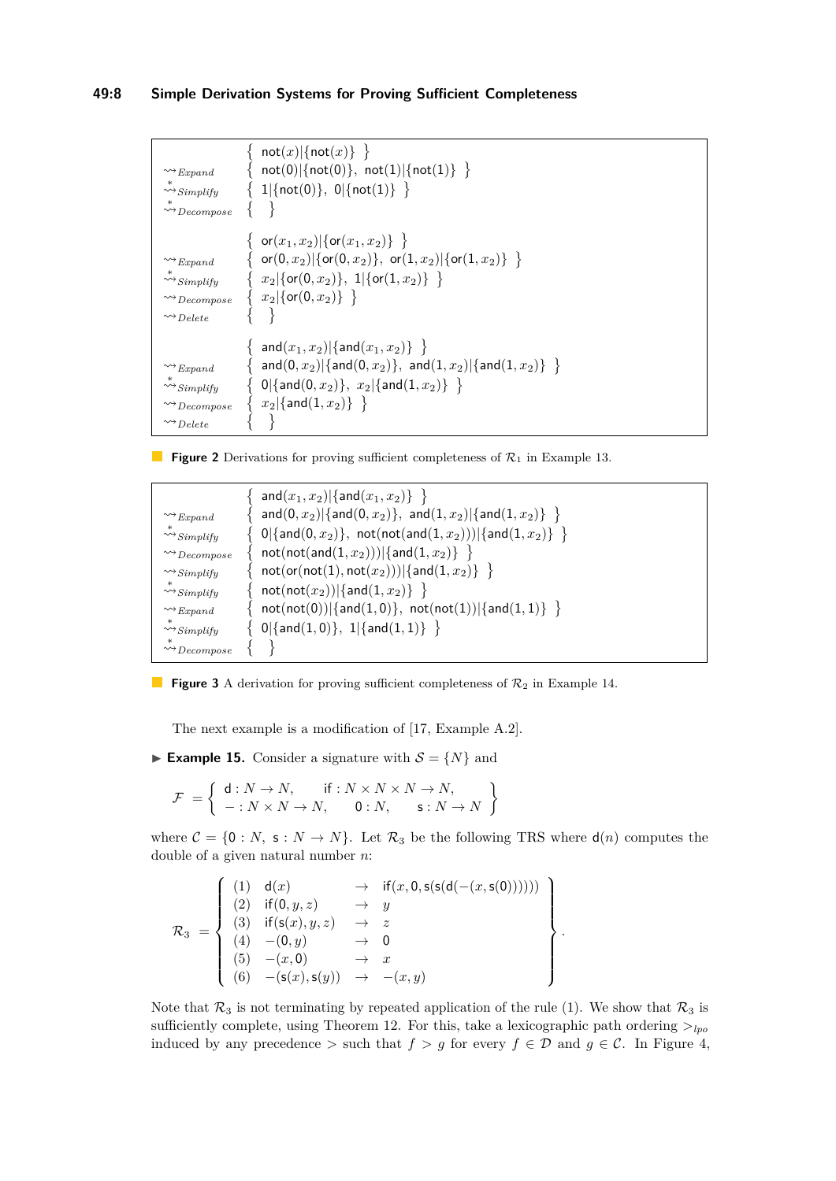$$
\begin{array}{ll}
 & \{\ \mathsf{not}(x) | \{\mathsf{not}(x)\}\ \} \\
\rightsquigarrow_{Expand} & \{\ \mathsf{not}(0) | \{\mathsf{not}(0)\},\ \mathsf{not}(1) | \{\mathsf{not}(1)\}\ \} \\
\overset{*}{\rightsquigarrow}_{Simplify} & \{\ 1 | \{\mathsf{not}(0)\},\ 0 | \{\mathsf{not}(1)\}\ \} \\
\overset{*}{\rightsquigarrow}_{Decompose} & \{\ \ \} \\
 & \\
 & \{\ \mathsf{or}(x_1, x_2) | \{\mathsf{or}(x_1, x_2)\}\ \} \\
\rightsquigarrow_{Expand} & \{\ \mathsf{or}(0, x_2) | \{\mathsf{or}(0, x_2)\},\ \mathsf{or}(1, x_2) | \{\mathsf{or}(1, x_2)\}\ \} \\
\overset{*}{\rightsquigarrow}_{Simplify} & \{\ x_2 | \{\mathsf{or}(0, x_2)\},\ 1 | \{\mathsf{or}(1, x_2)\}\ \} \\
\rightsquigarrow_{Decompose} & \{\ x_2 | \{\mathsf{or}(0, x_2)\}\ \} \\
\rightsquigarrow_{Delete} & \{\ \ \} \\
 & \\
 & \{\ \mathsf{and}(x_1, x_2) | \{\mathsf{and}(x_1, x_2)\}\ \} \\
\rightsquigarrow_{Expand} & \{\ \mathsf{and}(0, x_2) | \{\mathsf{and}(0, x_2)\},\ \mathsf{and}(1, x_2) | \{\mathsf{and}(1, x_2)\}\ \} \\
\overset{*}{\rightsquigarrow}_{Simplify} & \{\ 0 | \{\mathsf{and}(0, x_2)\},\ x_2 | \{\mathsf{and}(1, x_2)\}\ \} \\
\rightsquigarrow_{Decompose} & \{\ x_2 | \{\mathsf{and}(1, x_2)\}\ \} \\
\rightsquigarrow_{Delete} & \{\ \ \}
\end{array}
$$

**Figure 2** Derivations for proving sufficient completeness of $\mathcal{R}_1$ in Example 13.

$$
\begin{array}{ll}
 & \{\ \mathsf{and}(x_1, x_2) | \{\mathsf{and}(x_1, x_2)\}\ \} \\
\rightsquigarrow_{Expand} & \{\ \mathsf{and}(0, x_2) | \{\mathsf{and}(0, x_2)\},\ \mathsf{and}(1, x_2) | \{\mathsf{and}(1, x_2)\}\ \} \\
\overset{*}{\rightsquigarrow}_{Simplify} & \{\ 0 | \{\mathsf{and}(0, x_2)\},\ \mathsf{not}(\mathsf{not}(\mathsf{and}(1, x_2))) | \{\mathsf{and}(1, x_2)\}\ \} \\
\rightsquigarrow_{Decompose} & \{\ \mathsf{not}(\mathsf{not}(\mathsf{and}(1, x_2))) | \{\mathsf{and}(1, x_2)\}\ \} \\
\rightsquigarrow_{Simplify} & \{\ \mathsf{not}(\mathsf{or}(\mathsf{not}(1), \mathsf{not}(x_2))) | \{\mathsf{and}(1, x_2)\}\ \} \\
\overset{*}{\rightsquigarrow}_{Simplify} & \{\ \mathsf{not}(\mathsf{not}(x_2)) | \{\mathsf{and}(1, x_2)\}\ \} \\
\rightsquigarrow_{Expand} & \{\ \mathsf{not}(\mathsf{not}(0)) | \{\mathsf{and}(1, 0)\},\ \mathsf{not}(\mathsf{not}(1)) | \{\mathsf{and}(1, 1)\}\ \} \\
\overset{*}{\rightsquigarrow}_{Simplify} & \{\ 0 | \{\mathsf{and}(1, 0)\},\ 1 | \{\mathsf{and}(1, 1)\}\ \} \\
\overset{*}{\rightsquigarrow}_{Decompose} & \{\ \ \}
\end{array}
$$

**Figure 3** A derivation for proving sufficient completeness of $\mathcal{R}_2$ in Example 14.

The next example is a modification of [17, Example A.2].

▶ **Example 15.** Consider a signature with $\mathcal{S} = \{N\}$ and

$$
\mathcal{F} = \left\{ \begin{array}{lll} \mathsf{d} : N \to N, & \mathsf{if} : N \times N \times N \to N, & \\ - : N \times N \to N, & 0 : N, & \mathsf{s} : N \to N \end{array} \right\}
$$

where $\mathcal{C} = \{0 : N,\ \mathsf{s} : N \to N\}$. Let $\mathcal{R}_3$ be the following TRS where $\mathsf{d}(n)$ computes the double of a given natural number $n$:

$$
\mathcal{R}_3 = \left\{ \begin{array}{llcl}
(1) & \mathsf{d}(x) & \to & \mathsf{if}(x, 0, \mathsf{s}(\mathsf{s}(\mathsf{d}(-(x, \mathsf{s}(0)))))) \\
(2) & \mathsf{if}(0, y, z) & \to & y \\
(3) & \mathsf{if}(\mathsf{s}(x), y, z) & \to & z \\
(4) & -(0, y) & \to & 0 \\
(5) & -(x, 0) & \to & x \\
(6) & -(\mathsf{s}(x), \mathsf{s}(y)) & \to & -(x, y)
\end{array} \right\}.
$$

Note that $\mathcal{R}_3$ is not terminating by repeated application of the rule (1). We show that $\mathcal{R}_3$ is sufficiently complete, using Theorem 12. For this, take a lexicographic path ordering $>_{lpo}$ induced by any precedence $>$ such that $f > g$ for every $f \in \mathcal{D}$ and $g \in \mathcal{C}$. In Figure 4,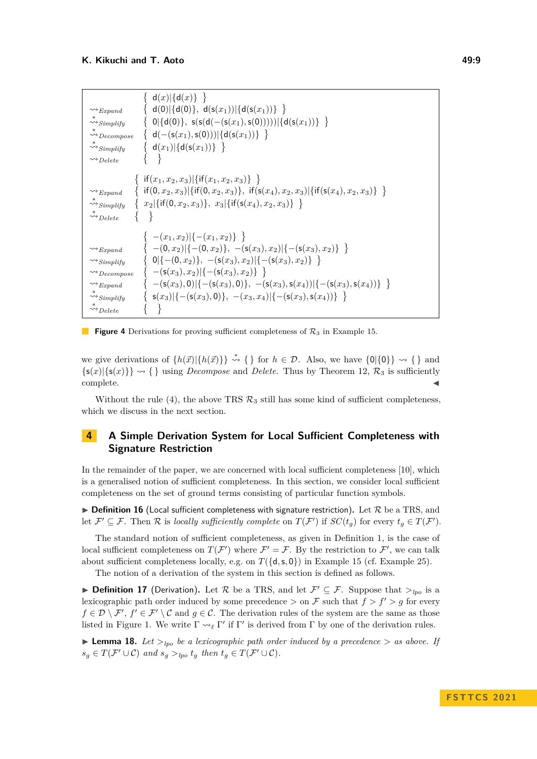$$
\begin{array}{ll}
& \{\ \mathsf{d}(x)|\{\mathsf{d}(x)\}\ \} \\
\rightsquigarrow_{Expand} & \{\ \mathsf{d}(0)|\{\mathsf{d}(0)\},\ \mathsf{d}(\mathsf{s}(x_1))|\{\mathsf{d}(\mathsf{s}(x_1))\}\ \} \\
\overset{*}{\rightsquigarrow}_{Simplify} & \{\ 0|\{\mathsf{d}(0)\},\ \mathsf{s}(\mathsf{s}(\mathsf{d}(-(\mathsf{s}(x_1),\mathsf{s}(0)))))|\{\mathsf{d}(\mathsf{s}(x_1))\}\ \} \\
\overset{*}{\rightsquigarrow}_{Decompose} & \{\ \mathsf{d}(-(\mathsf{s}(x_1),\mathsf{s}(0)))|\{\mathsf{d}(\mathsf{s}(x_1))\}\ \} \\
\overset{*}{\rightsquigarrow}_{Simplify} & \{\ \mathsf{d}(x_1)|\{\mathsf{d}(\mathsf{s}(x_1))\}\ \} \\
\rightsquigarrow_{Delete} & \{\ \ \}
\end{array}
$$

$$
\begin{array}{ll}
& \{\ \mathsf{if}(x_1,x_2,x_3)|\{\mathsf{if}(x_1,x_2,x_3)\}\ \} \\
\rightsquigarrow_{Expand} & \{\ \mathsf{if}(0,x_2,x_3)|\{\mathsf{if}(0,x_2,x_3)\},\ \mathsf{if}(\mathsf{s}(x_4),x_2,x_3)|\{\mathsf{if}(\mathsf{s}(x_4),x_2,x_3)\}\ \} \\
\overset{*}{\rightsquigarrow}_{Simplify} & \{\ x_2|\{\mathsf{if}(0,x_2,x_3)\},\ x_3|\{\mathsf{if}(\mathsf{s}(x_4),x_2,x_3)\}\ \} \\
\overset{*}{\rightsquigarrow}_{Delete} & \{\ \ \}
\end{array}
$$

$$
\begin{array}{ll}
& \{\ -(x_1,x_2)|\{-(x_1,x_2)\}\ \} \\
\rightsquigarrow_{Expand} & \{\ -(0,x_2)|\{-(0,x_2)\},\ -(\mathsf{s}(x_3),x_2)|\{-(\mathsf{s}(x_3),x_2)\}\ \} \\
\rightsquigarrow_{Simplify} & \{\ 0|\{-(0,x_2)\},\ -(\mathsf{s}(x_3),x_2)|\{-(\mathsf{s}(x_3),x_2)\}\ \} \\
\rightsquigarrow_{Decompose} & \{\ -(\mathsf{s}(x_3),x_2)|\{-(\mathsf{s}(x_3),x_2)\}\ \} \\
\rightsquigarrow_{Expand} & \{\ -(\mathsf{s}(x_3),0)|\{-(\mathsf{s}(x_3),0)\},\ -(\mathsf{s}(x_3),\mathsf{s}(x_4))|\{-(\mathsf{s}(x_3),\mathsf{s}(x_4))\}\ \} \\
\overset{*}{\rightsquigarrow}_{Simplify} & \{\ \mathsf{s}(x_3)|\{-(\mathsf{s}(x_3),0)\},\ -(x_3,x_4)|\{-(\mathsf{s}(x_3),\mathsf{s}(x_4))\}\ \} \\
\overset{*}{\rightsquigarrow}_{Delete} & \{\ \ \}
\end{array}
$$

**Figure 4** Derivations for proving sufficient completeness of $\mathcal{R}_3$ in Example 15.

we give derivations of $\{h(\vec{x})|\{h(\vec{x})\}\} \overset{*}{\rightsquigarrow} \{\}$ for $h \in \mathcal{D}$. Also, we have $\{0|\{0\}\} \rightsquigarrow \{\}$ and $\{\mathsf{s}(x)|\{\mathsf{s}(x)\}\} \rightsquigarrow \{\}$ using *Decompose* and *Delete*. Thus by Theorem 12, $\mathcal{R}_3$ is sufficiently complete. ◀

Without the rule (4), the above TRS $\mathcal{R}_3$ still has some kind of sufficient completeness, which we discuss in the next section.

## 4 A Simple Derivation System for Local Sufficient Completeness with Signature Restriction

In the remainder of the paper, we are concerned with local sufficient completeness [10], which is a generalised notion of sufficient completeness. In this section, we consider local sufficient completeness on the set of ground terms consisting of particular function symbols.

▶ **Definition 16** (Local sufficient completeness with signature restriction). Let $\mathcal{R}$ be a TRS, and let $\mathcal{F}' \subseteq \mathcal{F}$. Then $\mathcal{R}$ is *locally sufficiently complete* on $T(\mathcal{F}')$ if $SC(t_g)$ for every $t_g \in T(\mathcal{F}')$.

The standard notion of sufficient completeness, as given in Definition 1, is the case of local sufficient completeness on $T(\mathcal{F}')$ where $\mathcal{F}' = \mathcal{F}$. By the restriction to $\mathcal{F}'$, we can talk about sufficient completeness locally, e.g. on $T(\{\mathsf{d},\mathsf{s},0\})$ in Example 15 (cf. Example 25).

The notion of a derivation of the system in this section is defined as follows.

▶ **Definition 17** (Derivation). Let $\mathcal{R}$ be a TRS, and let $\mathcal{F}' \subseteq \mathcal{F}$. Suppose that $>_{lpo}$ is a lexicographic path order induced by some precedence $>$ on $\mathcal{F}$ such that $f > f' > g$ for every $f \in \mathcal{D} \setminus \mathcal{F}'$, $f' \in \mathcal{F}' \setminus \mathcal{C}$ and $g \in \mathcal{C}$. The derivation rules of the system are the same as those listed in Figure 1. We write $\Gamma \rightsquigarrow_\ell \Gamma'$ if $\Gamma'$ is derived from $\Gamma$ by one of the derivation rules.

▶ **Lemma 18.** *Let $>_{lpo}$ be a lexicographic path order induced by a precedence $>$ as above. If $s_g \in T(\mathcal{F}' \cup \mathcal{C})$ and $s_g >_{lpo} t_g$ then $t_g \in T(\mathcal{F}' \cup \mathcal{C})$.*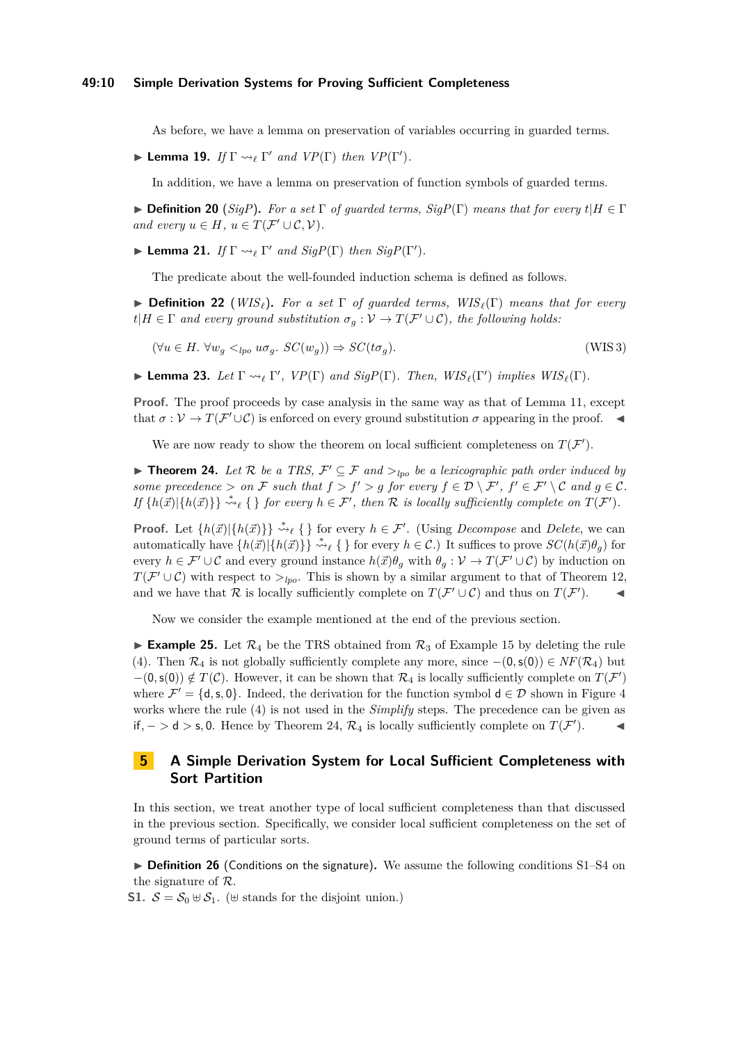As before, we have a lemma on preservation of variables occurring in guarded terms.

▶ **Lemma 19.** *If* $\Gamma \leadsto_\ell \Gamma'$ *and* $VP(\Gamma)$ *then* $VP(\Gamma')$.

In addition, we have a lemma on preservation of function symbols of guarded terms.

▶ **Definition 20** ($SigP$)**.** *For a set* $\Gamma$ *of guarded terms,* $SigP(\Gamma)$ *means that for every* $t|H \in \Gamma$ *and every* $u \in H$*,* $u \in T(\mathcal{F}' \cup \mathcal{C}, \mathcal{V})$.

▶ **Lemma 21.** *If* $\Gamma \leadsto_\ell \Gamma'$ *and* $SigP(\Gamma)$ *then* $SigP(\Gamma')$.

The predicate about the well-founded induction schema is defined as follows.

▶ **Definition 22** ($WIS_\ell$)**.** *For a set* $\Gamma$ *of guarded terms,* $WIS_\ell(\Gamma)$ *means that for every* $t|H \in \Gamma$ *and every ground substitution* $\sigma_g : \mathcal{V} \to T(\mathcal{F}' \cup \mathcal{C})$*, the following holds:*

$$(\forall u \in H.\ \forall w_g <_{lpo} u\sigma_g.\ SC(w_g)) \Rightarrow SC(t\sigma_g). \tag{WIS 3}$$

▶ **Lemma 23.** *Let* $\Gamma \leadsto_\ell \Gamma'$*,* $VP(\Gamma)$ *and* $SigP(\Gamma)$*. Then,* $WIS_\ell(\Gamma')$ *implies* $WIS_\ell(\Gamma)$.

**Proof.** The proof proceeds by case analysis in the same way as that of Lemma 11, except that $\sigma : \mathcal{V} \to T(\mathcal{F}' \cup \mathcal{C})$ is enforced on every ground substitution $\sigma$ appearing in the proof. ◀

We are now ready to show the theorem on local sufficient completeness on $T(\mathcal{F}')$.

▶ **Theorem 24.** *Let* $\mathcal{R}$ *be a TRS,* $\mathcal{F}' \subseteq \mathcal{F}$ *and* $>_{lpo}$ *be a lexicographic path order induced by some precedence* $>$ *on* $\mathcal{F}$ *such that* $f > f' > g$ *for every* $f \in \mathcal{D} \setminus \mathcal{F}'$*,* $f' \in \mathcal{F}' \setminus \mathcal{C}$ *and* $g \in \mathcal{C}$*. If* $\{h(\vec{x})|\{h(\vec{x})\}\} \overset{*}{\leadsto}_\ell \{\,\}$ *for every* $h \in \mathcal{F}'$*, then* $\mathcal{R}$ *is locally sufficiently complete on* $T(\mathcal{F}')$.

**Proof.** Let $\{h(\vec{x})|\{h(\vec{x})\}\} \overset{*}{\leadsto}_\ell \{\,\}$ for every $h \in \mathcal{F}'$. (Using *Decompose* and *Delete*, we can automatically have $\{h(\vec{x})|\{h(\vec{x})\}\} \overset{*}{\leadsto}_\ell \{\,\}$ for every $h \in \mathcal{C}$.) It suffices to prove $SC(h(\vec{x})\theta_g)$ for every $h \in \mathcal{F}' \cup \mathcal{C}$ and every ground instance $h(\vec{x})\theta_g$ with $\theta_g : \mathcal{V} \to T(\mathcal{F}' \cup \mathcal{C})$ by induction on $T(\mathcal{F}' \cup \mathcal{C})$ with respect to $>_{lpo}$. This is shown by a similar argument to that of Theorem 12, and we have that $\mathcal{R}$ is locally sufficiently complete on $T(\mathcal{F}' \cup \mathcal{C})$ and thus on $T(\mathcal{F}')$. ◀

Now we consider the example mentioned at the end of the previous section.

▶ **Example 25.** Let $\mathcal{R}_4$ be the TRS obtained from $\mathcal{R}_3$ of Example 15 by deleting the rule (4). Then $\mathcal{R}_4$ is not globally sufficiently complete any more, since $-(\mathsf{0}, \mathsf{s}(\mathsf{0})) \in NF(\mathcal{R}_4)$ but $-(\mathsf{0}, \mathsf{s}(\mathsf{0})) \notin T(\mathcal{C})$. However, it can be shown that $\mathcal{R}_4$ is locally sufficiently complete on $T(\mathcal{F}')$ where $\mathcal{F}' = \{\mathsf{d}, \mathsf{s}, \mathsf{0}\}$. Indeed, the derivation for the function symbol $\mathsf{d} \in \mathcal{D}$ shown in Figure 4 works where the rule (4) is not used in the *Simplify* steps. The precedence can be given as $\mathsf{if}, - > \mathsf{d} > \mathsf{s}, \mathsf{0}$. Hence by Theorem 24, $\mathcal{R}_4$ is locally sufficiently complete on $T(\mathcal{F}')$. ◀

## 5 A Simple Derivation System for Local Sufficient Completeness with Sort Partition

In this section, we treat another type of local sufficient completeness than that discussed in the previous section. Specifically, we consider local sufficient completeness on the set of ground terms of particular sorts.

▶ **Definition 26** (Conditions on the signature)**.** We assume the following conditions S1–S4 on the signature of $\mathcal{R}$.

**S1.** $\mathcal{S} = \mathcal{S}_0 \uplus \mathcal{S}_1$. ($\uplus$ stands for the disjoint union.)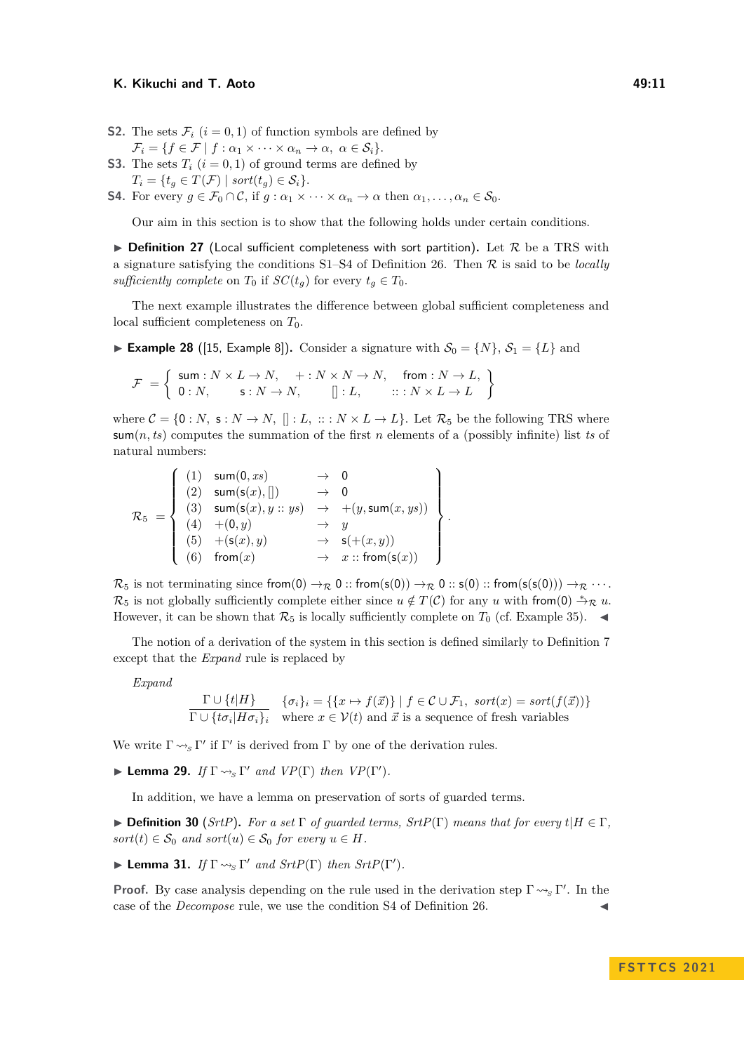**S2.** The sets $\mathcal{F}_i$ ($i = 0, 1$) of function symbols are defined by
$\mathcal{F}_i = \{f \in \mathcal{F} \mid f : \alpha_1 \times \cdots \times \alpha_n \to \alpha,\ \alpha \in \mathcal{S}_i\}$.

**S3.** The sets $T_i$ ($i = 0, 1$) of ground terms are defined by
$T_i = \{t_g \in T(\mathcal{F}) \mid sort(t_g) \in \mathcal{S}_i\}$.

**S4.** For every $g \in \mathcal{F}_0 \cap \mathcal{C}$, if $g : \alpha_1 \times \cdots \times \alpha_n \to \alpha$ then $\alpha_1, \ldots, \alpha_n \in \mathcal{S}_0$.

Our aim in this section is to show that the following holds under certain conditions.

▶ **Definition 27** (Local sufficient completeness with sort partition)**.** Let $\mathcal{R}$ be a TRS with a signature satisfying the conditions S1–S4 of Definition 26. Then $\mathcal{R}$ is said to be *locally sufficiently complete* on $T_0$ if $SC(t_g)$ for every $t_g \in T_0$.

The next example illustrates the difference between global sufficient completeness and local sufficient completeness on $T_0$.

▶ **Example 28** ([15, Example 8])**.** Consider a signature with $\mathcal{S}_0 = \{N\}$, $\mathcal{S}_1 = \{L\}$ and

$$\mathcal{F} = \left\{ \begin{array}{llll} \mathsf{sum} : N \times L \to N, & + : N \times N \to N, & \mathsf{from} : N \to L, \\ 0 : N, & \mathsf{s} : N \to N, & [\,] : L, & :: : N \times L \to L \end{array} \right\}$$

where $\mathcal{C} = \{0 : N,\ \mathsf{s} : N \to N,\ [\,] : L,\ :: : N \times L \to L\}$. Let $\mathcal{R}_5$ be the following TRS where $\mathsf{sum}(n, ts)$ computes the summation of the first $n$ elements of a (possibly infinite) list $ts$ of natural numbers:

$$\mathcal{R}_5 = \left\{ \begin{array}{llll} (1) & \mathsf{sum}(0, xs) & \to & 0 \\ (2) & \mathsf{sum}(\mathsf{s}(x), [\,]) & \to & 0 \\ (3) & \mathsf{sum}(\mathsf{s}(x), y :: ys) & \to & +(y, \mathsf{sum}(x, ys)) \\ (4) & +(0, y) & \to & y \\ (5) & +(\mathsf{s}(x), y) & \to & \mathsf{s}(+(x, y)) \\ (6) & \mathsf{from}(x) & \to & x :: \mathsf{from}(\mathsf{s}(x)) \end{array} \right\}.$$

$\mathcal{R}_5$ is not terminating since $\mathsf{from}(0) \to_{\mathcal{R}} 0 :: \mathsf{from}(\mathsf{s}(0)) \to_{\mathcal{R}} 0 :: \mathsf{s}(0) :: \mathsf{from}(\mathsf{s}(\mathsf{s}(0))) \to_{\mathcal{R}} \cdots$. $\mathcal{R}_5$ is not globally sufficiently complete either since $u \notin T(\mathcal{C})$ for any $u$ with $\mathsf{from}(0) \xrightarrow{*}_{\mathcal{R}} u$. However, it can be shown that $\mathcal{R}_5$ is locally sufficiently complete on $T_0$ (cf. Example 35). ◀

The notion of a derivation of the system in this section is defined similarly to Definition 7 except that the *Expand* rule is replaced by

*Expand*

$$\frac{\Gamma \cup \{t|H\}}{\Gamma \cup \{t\sigma_i|H\sigma_i\}_i} \quad \begin{array}{l} \{\sigma_i\}_i = \{\{x \mapsto f(\vec{x})\} \mid f \in \mathcal{C} \cup \mathcal{F}_1,\ sort(x) = sort(f(\vec{x}))\} \\ \text{where } x \in \mathcal{V}(t) \text{ and } \vec{x} \text{ is a sequence of fresh variables} \end{array}$$

We write $\Gamma \rightsquigarrow_s \Gamma'$ if $\Gamma'$ is derived from $\Gamma$ by one of the derivation rules.

▶ **Lemma 29.** *If $\Gamma \rightsquigarrow_s \Gamma'$ and $VP(\Gamma)$ then $VP(\Gamma')$.*

In addition, we have a lemma on preservation of sorts of guarded terms.

▶ **Definition 30** ($SrtP$)**.** *For a set $\Gamma$ of guarded terms, $SrtP(\Gamma)$ means that for every $t|H \in \Gamma$, $sort(t) \in \mathcal{S}_0$ and $sort(u) \in \mathcal{S}_0$ for every $u \in H$.*

▶ **Lemma 31.** *If $\Gamma \rightsquigarrow_s \Gamma'$ and $SrtP(\Gamma)$ then $SrtP(\Gamma')$.*

**Proof.** By case analysis depending on the rule used in the derivation step $\Gamma \rightsquigarrow_s \Gamma'$. In the case of the *Decompose* rule, we use the condition S4 of Definition 26. ◀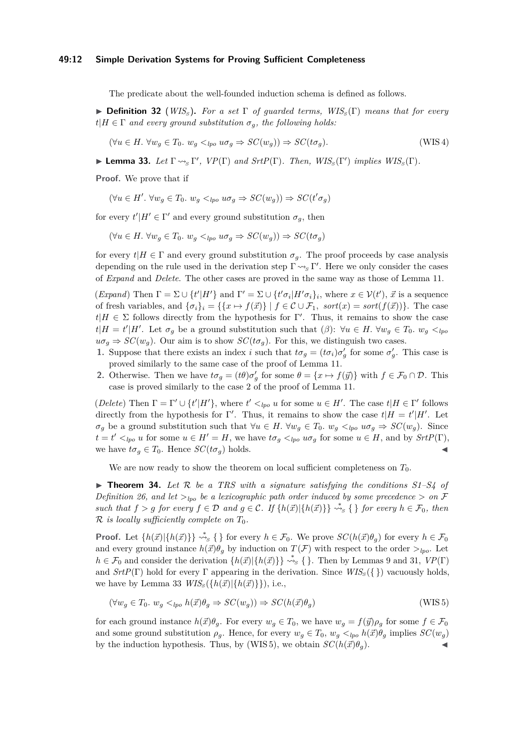The predicate about the well-founded induction schema is defined as follows.

▶ **Definition 32** ($WIS_S$)**.** *For a set* $\Gamma$ *of guarded terms,* $WIS_S(\Gamma)$ *means that for every* $t|H \in \Gamma$ *and every ground substitution* $\sigma_g$*, the following holds:*

$$(\forall u \in H.\ \forall w_g \in T_0.\ w_g <_{lpo} u\sigma_g \Rightarrow SC(w_g)) \Rightarrow SC(t\sigma_g). \tag{WIS 4}$$

▶ **Lemma 33.** *Let* $\Gamma \rightsquigarrow_S \Gamma'$*,* $VP(\Gamma)$ *and* $SrtP(\Gamma)$*. Then,* $WIS_S(\Gamma')$ *implies* $WIS_S(\Gamma)$*.*

**Proof.** We prove that if

$$(\forall u \in H'.\ \forall w_g \in T_0.\ w_g <_{lpo} u\sigma_g \Rightarrow SC(w_g)) \Rightarrow SC(t'\sigma_g)$$

for every $t'|H' \in \Gamma'$ and every ground substitution $\sigma_g$, then

$$(\forall u \in H.\ \forall w_g \in T_0.\ w_g <_{lpo} u\sigma_g \Rightarrow SC(w_g)) \Rightarrow SC(t\sigma_g)$$

for every $t|H \in \Gamma$ and every ground substitution $\sigma_g$. The proof proceeds by case analysis depending on the rule used in the derivation step $\Gamma \rightsquigarrow_S \Gamma'$. Here we only consider the cases of *Expand* and *Delete*. The other cases are proved in the same way as those of Lemma 11.

(*Expand*) Then $\Gamma = \Sigma \cup \{t'|H'\}$ and $\Gamma' = \Sigma \cup \{t'\sigma_i|H'\sigma_i\}_i$, where $x \in \mathcal{V}(t')$, $\vec{x}$ is a sequence of fresh variables, and $\{\sigma_i\}_i = \{\{x \mapsto f(\vec{x})\} \mid f \in \mathcal{C} \cup \mathcal{F}_1,\ sort(x) = sort(f(\vec{x}))\}$. The case $t|H \in \Sigma$ follows directly from the hypothesis for $\Gamma'$. Thus, it remains to show the case $t|H = t'|H'$. Let $\sigma_g$ be a ground substitution such that ($\beta$): $\forall u \in H.\ \forall w_g \in T_0.\ w_g <_{lpo} u\sigma_g \Rightarrow SC(w_g)$. Our aim is to show $SC(t\sigma_g)$. For this, we distinguish two cases.

1. Suppose that there exists an index $i$ such that $t\sigma_g = (t\sigma_i)\sigma'_g$ for some $\sigma'_g$. This case is proved similarly to the same case of the proof of Lemma 11.
2. Otherwise. Then we have $t\sigma_g = (t\theta)\sigma'_g$ for some $\theta = \{x \mapsto f(\vec{y})\}$ with $f \in \mathcal{F}_0 \cap \mathcal{D}$. This case is proved similarly to the case 2 of the proof of Lemma 11.

(*Delete*) Then $\Gamma = \Gamma' \cup \{t'|H'\}$, where $t' <_{lpo} u$ for some $u \in H'$. The case $t|H \in \Gamma'$ follows directly from the hypothesis for $\Gamma'$. Thus, it remains to show the case $t|H = t'|H'$. Let $\sigma_g$ be a ground substitution such that $\forall u \in H.\ \forall w_g \in T_0.\ w_g <_{lpo} u\sigma_g \Rightarrow SC(w_g)$. Since $t = t' <_{lpo} u$ for some $u \in H' = H$, we have $t\sigma_g <_{lpo} u\sigma_g$ for some $u \in H$, and by $SrtP(\Gamma)$, we have $t\sigma_g \in T_0$. Hence $SC(t\sigma_g)$ holds. ◀

We are now ready to show the theorem on local sufficient completeness on $T_0$.

▶ **Theorem 34.** *Let* $\mathcal{R}$ *be a TRS with a signature satisfying the conditions S1–S4 of Definition 26, and let* $>_{lpo}$ *be a lexicographic path order induced by some precedence* $>$ *on* $\mathcal{F}$ *such that* $f > g$ *for every* $f \in \mathcal{D}$ *and* $g \in \mathcal{C}$*. If* $\{h(\vec{x})|\{h(\vec{x})\}\} \overset{*}{\rightsquigarrow}_S \{\,\}$ *for every* $h \in \mathcal{F}_0$*, then* $\mathcal{R}$ *is locally sufficiently complete on* $T_0$*.*

**Proof.** Let $\{h(\vec{x})|\{h(\vec{x})\}\} \overset{*}{\rightsquigarrow}_S \{\,\}$ for every $h \in \mathcal{F}_0$. We prove $SC(h(\vec{x})\theta_g)$ for every $h \in \mathcal{F}_0$ and every ground instance $h(\vec{x})\theta_g$ by induction on $T(\mathcal{F})$ with respect to the order $>_{lpo}$. Let $h \in \mathcal{F}_0$ and consider the derivation $\{h(\vec{x})|\{h(\vec{x})\}\} \overset{*}{\rightsquigarrow}_S \{\,\}$. Then by Lemmas 9 and 31, $VP(\Gamma)$ and $SrtP(\Gamma)$ hold for every $\Gamma$ appearing in the derivation. Since $WIS_S(\{\,\})$ vacuously holds, we have by Lemma 33 $WIS_S(\{h(\vec{x})|\{h(\vec{x})\}\})$, i.e.,

$$(\forall w_g \in T_0.\ w_g <_{lpo} h(\vec{x})\theta_g \Rightarrow SC(w_g)) \Rightarrow SC(h(\vec{x})\theta_g) \tag{WIS 5}$$

for each ground instance $h(\vec{x})\theta_g$. For every $w_g \in T_0$, we have $w_g = f(\vec{y})\rho_g$ for some $f \in \mathcal{F}_0$ and some ground substitution $\rho_g$. Hence, for every $w_g \in T_0$, $w_g <_{lpo} h(\vec{x})\theta_g$ implies $SC(w_g)$ by the induction hypothesis. Thus, by (WIS 5), we obtain $SC(h(\vec{x})\theta_g)$. ◀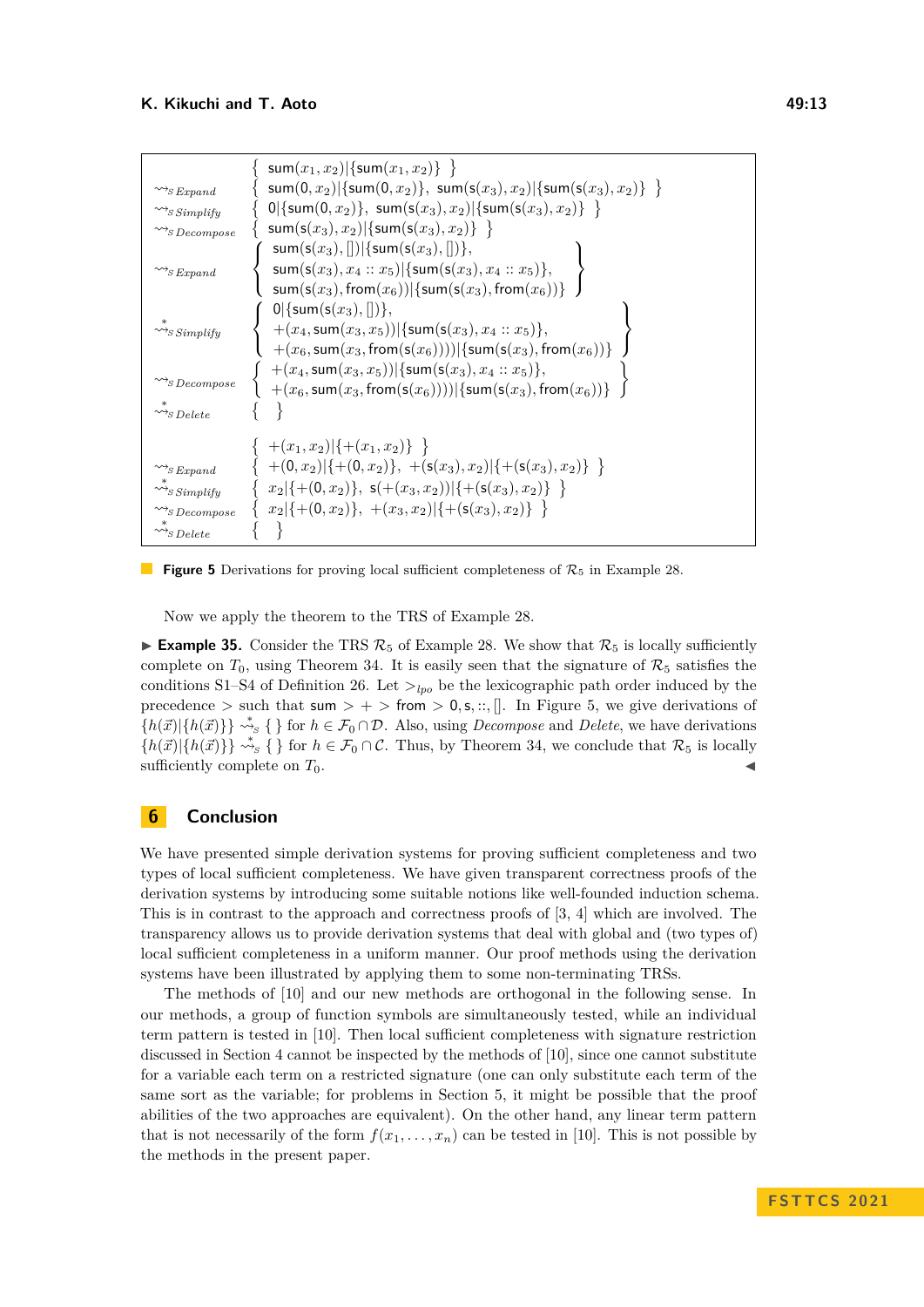$$
\begin{array}{ll}
 & \{\ \mathsf{sum}(x_1,x_2)|\{\mathsf{sum}(x_1,x_2)\}\ \} \\
\rightsquigarrow_{S\,Expand} & \{\ \mathsf{sum}(0,x_2)|\{\mathsf{sum}(0,x_2)\},\ \mathsf{sum}(\mathsf{s}(x_3),x_2)|\{\mathsf{sum}(\mathsf{s}(x_3),x_2)\}\ \} \\
\rightsquigarrow_{S\,Simplify} & \{\ 0|\{\mathsf{sum}(0,x_2)\},\ \mathsf{sum}(\mathsf{s}(x_3),x_2)|\{\mathsf{sum}(\mathsf{s}(x_3),x_2)\}\ \} \\
\rightsquigarrow_{S\,Decompose} & \{\ \mathsf{sum}(\mathsf{s}(x_3),x_2)|\{\mathsf{sum}(\mathsf{s}(x_3),x_2)\}\ \} \\
\rightsquigarrow_{S\,Expand} & \left\{ \begin{array}{l} \mathsf{sum}(\mathsf{s}(x_3),[\,])|\{\mathsf{sum}(\mathsf{s}(x_3),[\,])\}, \\ \mathsf{sum}(\mathsf{s}(x_3),x_4::x_5)|\{\mathsf{sum}(\mathsf{s}(x_3),x_4::x_5)\}, \\ \mathsf{sum}(\mathsf{s}(x_3),\mathsf{from}(x_6))|\{\mathsf{sum}(\mathsf{s}(x_3),\mathsf{from}(x_6))\} \end{array} \right\} \\
\overset{*}{\rightsquigarrow}_{S\,Simplify} & \left\{ \begin{array}{l} 0|\{\mathsf{sum}(\mathsf{s}(x_3),[\,])\}, \\ +(x_4,\mathsf{sum}(x_3,x_5))|\{\mathsf{sum}(\mathsf{s}(x_3),x_4::x_5)\}, \\ +(x_6,\mathsf{sum}(x_3,\mathsf{from}(\mathsf{s}(x_6))))|\{\mathsf{sum}(\mathsf{s}(x_3),\mathsf{from}(x_6))\} \end{array} \right\} \\
\rightsquigarrow_{S\,Decompose} & \left\{ \begin{array}{l} +(x_4,\mathsf{sum}(x_3,x_5))|\{\mathsf{sum}(\mathsf{s}(x_3),x_4::x_5)\}, \\ +(x_6,\mathsf{sum}(x_3,\mathsf{from}(\mathsf{s}(x_6))))|\{\mathsf{sum}(\mathsf{s}(x_3),\mathsf{from}(x_6))\} \end{array} \right\} \\
\overset{*}{\rightsquigarrow}_{S\,Delete} & \{\ \ \} \\
 & \\
 & \{\ +(x_1,x_2)|\{+(x_1,x_2)\}\ \} \\
\rightsquigarrow_{S\,Expand} & \{\ +(0,x_2)|\{+(0,x_2)\},\ +(\mathsf{s}(x_3),x_2)|\{+(\mathsf{s}(x_3),x_2)\}\ \} \\
\overset{*}{\rightsquigarrow}_{S\,Simplify} & \{\ x_2|\{+(0,x_2)\},\ \mathsf{s}(+(x_3,x_2))|\{+(\mathsf{s}(x_3),x_2)\}\ \} \\
\rightsquigarrow_{S\,Decompose} & \{\ x_2|\{+(0,x_2)\},\ +(x_3,x_2)|\{+(\mathsf{s}(x_3),x_2)\}\ \} \\
\overset{*}{\rightsquigarrow}_{S\,Delete} & \{\ \ \}
\end{array}
$$

**Figure 5** Derivations for proving local sufficient completeness of $\mathcal{R}_5$ in Example 28.

Now we apply the theorem to the TRS of Example 28.

▶ **Example 35.** Consider the TRS $\mathcal{R}_5$ of Example 28. We show that $\mathcal{R}_5$ is locally sufficiently complete on $T_0$, using Theorem 34. It is easily seen that the signature of $\mathcal{R}_5$ satisfies the conditions S1–S4 of Definition 26. Let $>_{lpo}$ be the lexicographic path order induced by the precedence $>$ such that $\mathsf{sum} > + > \mathsf{from} > 0, \mathsf{s}, ::, [\,]$. In Figure 5, we give derivations of $\{h(\vec{x})|\{h(\vec{x})\}\} \overset{*}{\rightsquigarrow}_S \{\,\}$ for $h \in \mathcal{F}_0 \cap \mathcal{D}$. Also, using *Decompose* and *Delete*, we have derivations $\{h(\vec{x})|\{h(\vec{x})\}\} \overset{*}{\rightsquigarrow}_S \{\,\}$ for $h \in \mathcal{F}_0 \cap \mathcal{C}$. Thus, by Theorem 34, we conclude that $\mathcal{R}_5$ is locally sufficiently complete on $T_0$. ◀

## 6 Conclusion

We have presented simple derivation systems for proving sufficient completeness and two types of local sufficient completeness. We have given transparent correctness proofs of the derivation systems by introducing some suitable notions like well-founded induction schema. This is in contrast to the approach and correctness proofs of [3, 4] which are involved. The transparency allows us to provide derivation systems that deal with global and (two types of) local sufficient completeness in a uniform manner. Our proof methods using the derivation systems have been illustrated by applying them to some non-terminating TRSs.

The methods of [10] and our new methods are orthogonal in the following sense. In our methods, a group of function symbols are simultaneously tested, while an individual term pattern is tested in [10]. Then local sufficient completeness with signature restriction discussed in Section 4 cannot be inspected by the methods of [10], since one cannot substitute for a variable each term on a restricted signature (one can only substitute each term of the same sort as the variable; for problems in Section 5, it might be possible that the proof abilities of the two approaches are equivalent). On the other hand, any linear term pattern that is not necessarily of the form $f(x_1,\ldots,x_n)$ can be tested in [10]. This is not possible by the methods in the present paper.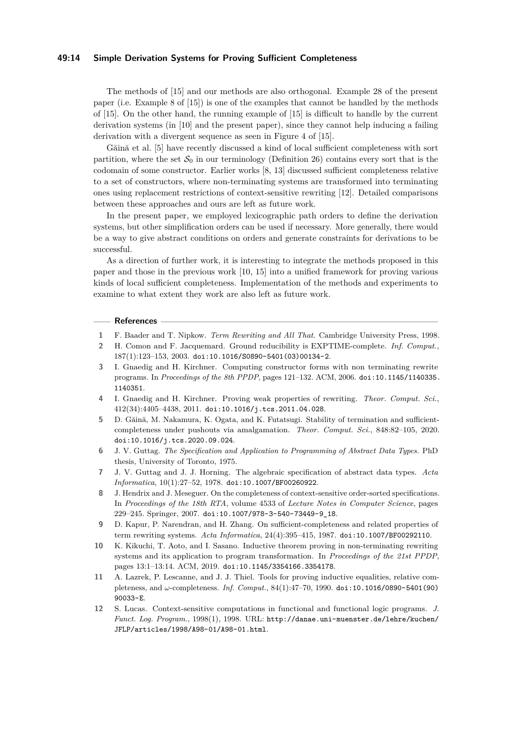The methods of [15] and our methods are also orthogonal. Example 28 of the present paper (i.e. Example 8 of [15]) is one of the examples that cannot be handled by the methods of [15]. On the other hand, the running example of [15] is difficult to handle by the current derivation systems (in [10] and the present paper), since they cannot help inducing a failing derivation with a divergent sequence as seen in Figure 4 of [15].

Găină et al. [5] have recently discussed a kind of local sufficient completeness with sort partition, where the set $\mathcal{S}_0$ in our terminology (Definition 26) contains every sort that is the codomain of some constructor. Earlier works [8, 13] discussed sufficient completeness relative to a set of constructors, where non-terminating systems are transformed into terminating ones using replacement restrictions of context-sensitive rewriting [12]. Detailed comparisons between these approaches and ours are left as future work.

In the present paper, we employed lexicographic path orders to define the derivation systems, but other simplification orders can be used if necessary. More generally, there would be a way to give abstract conditions on orders and generate constraints for derivations to be successful.

As a direction of further work, it is interesting to integrate the methods proposed in this paper and those in the previous work [10, 15] into a unified framework for proving various kinds of local sufficient completeness. Implementation of the methods and experiments to examine to what extent they work are also left as future work.

## References

1. F. Baader and T. Nipkow. *Term Rewriting and All That*. Cambridge University Press, 1998.
2. H. Comon and F. Jacquemard. Ground reducibility is EXPTIME-complete. *Inf. Comput.*, 187(1):123–153, 2003. doi:10.1016/S0890-5401(03)00134-2.
3. I. Gnaedig and H. Kirchner. Computing constructor forms with non terminating rewrite programs. In *Proceedings of the 8th PPDP*, pages 121–132. ACM, 2006. doi:10.1145/1140335.1140351.
4. I. Gnaedig and H. Kirchner. Proving weak properties of rewriting. *Theor. Comput. Sci.*, 412(34):4405–4438, 2011. doi:10.1016/j.tcs.2011.04.028.
5. D. Găină, M. Nakamura, K. Ogata, and K. Futatsugi. Stability of termination and sufficient-completeness under pushouts via amalgamation. *Theor. Comput. Sci.*, 848:82–105, 2020. doi:10.1016/j.tcs.2020.09.024.
6. J. V. Guttag. *The Specification and Application to Programming of Abstract Data Types*. PhD thesis, University of Toronto, 1975.
7. J. V. Guttag and J. J. Horning. The algebraic specification of abstract data types. *Acta Informatica*, 10(1):27–52, 1978. doi:10.1007/BF00260922.
8. J. Hendrix and J. Meseguer. On the completeness of context-sensitive order-sorted specifications. In *Proceedings of the 18th RTA*, volume 4533 of *Lecture Notes in Computer Science*, pages 229–245. Springer, 2007. doi:10.1007/978-3-540-73449-9_18.
9. D. Kapur, P. Narendran, and H. Zhang. On sufficient-completeness and related properties of term rewriting systems. *Acta Informatica*, 24(4):395–415, 1987. doi:10.1007/BF00292110.
10. K. Kikuchi, T. Aoto, and I. Sasano. Inductive theorem proving in non-terminating rewriting systems and its application to program transformation. In *Proceedings of the 21st PPDP*, pages 13:1–13:14. ACM, 2019. doi:10.1145/3354166.3354178.
11. A. Lazrek, P. Lescanne, and J. J. Thiel. Tools for proving inductive equalities, relative completeness, and $\omega$-completeness. *Inf. Comput.*, 84(1):47–70, 1990. doi:10.1016/0890-5401(90)90033-E.
12. S. Lucas. Context-sensitive computations in functional and functional logic programs. *J. Funct. Log. Program.*, 1998(1), 1998. URL: http://danae.uni-muenster.de/lehre/kuchen/JFLP/articles/1998/A98-01/A98-01.html.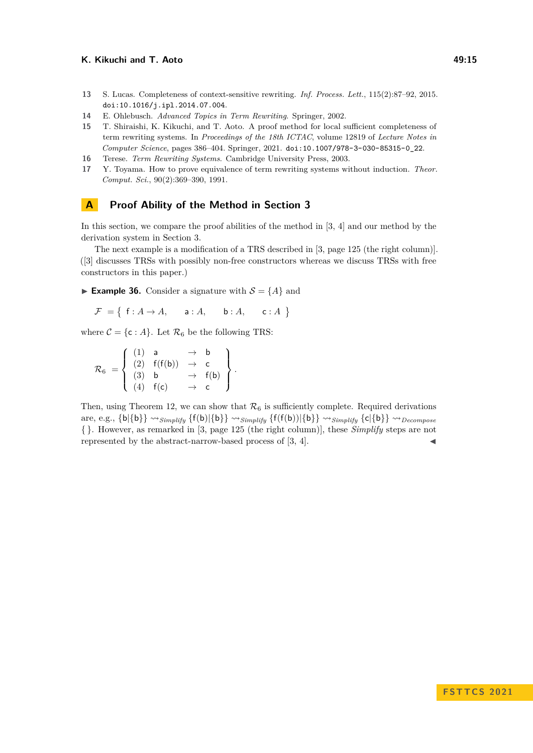13. S. Lucas. Completeness of context-sensitive rewriting. *Inf. Process. Lett.*, 115(2):87–92, 2015. doi:10.1016/j.ipl.2014.07.004.
14. E. Ohlebusch. *Advanced Topics in Term Rewriting*. Springer, 2002.
15. T. Shiraishi, K. Kikuchi, and T. Aoto. A proof method for local sufficient completeness of term rewriting systems. In *Proceedings of the 18th ICTAC*, volume 12819 of *Lecture Notes in Computer Science*, pages 386–404. Springer, 2021. doi:10.1007/978-3-030-85315-0_22.
16. Terese. *Term Rewriting Systems*. Cambridge University Press, 2003.
17. Y. Toyama. How to prove equivalence of term rewriting systems without induction. *Theor. Comput. Sci.*, 90(2):369–390, 1991.

## A Proof Ability of the Method in Section 3

In this section, we compare the proof abilities of the method in [3, 4] and our method by the derivation system in Section 3.

The next example is a modification of a TRS described in [3, page 125 (the right column)]. ([3] discusses TRSs with possibly non-free constructors whereas we discuss TRSs with free constructors in this paper.)

▶ **Example 36.** Consider a signature with $\mathcal{S} = \{A\}$ and

$$\mathcal{F} = \{\ \mathsf{f} : A \to A,\quad \mathsf{a} : A,\quad \mathsf{b} : A,\quad \mathsf{c} : A\ \}$$

where $\mathcal{C} = \{\mathsf{c} : A\}$. Let $\mathcal{R}_6$ be the following TRS:

$$\mathcal{R}_6 = \left\{ \begin{array}{lll} (1) & \mathsf{a} & \to \mathsf{b} \\ (2) & \mathsf{f}(\mathsf{f}(\mathsf{b})) & \to \mathsf{c} \\ (3) & \mathsf{b} & \to \mathsf{f}(\mathsf{b}) \\ (4) & \mathsf{f}(\mathsf{c}) & \to \mathsf{c} \end{array} \right\}.$$

Then, using Theorem 12, we can show that $\mathcal{R}_6$ is sufficiently complete. Required derivations are, e.g., $\{\mathsf{b}|\{\mathsf{b}\}\} \rightsquigarrow_{\mathit{Simplify}} \{\mathsf{f}(\mathsf{b})|\{\mathsf{b}\}\} \rightsquigarrow_{\mathit{Simplify}} \{\mathsf{f}(\mathsf{f}(\mathsf{b}))|\{\mathsf{b}\}\} \rightsquigarrow_{\mathit{Simplify}} \{\mathsf{c}|\{\mathsf{b}\}\} \rightsquigarrow_{\mathit{Decompose}} \{\,\}$. However, as remarked in [3, page 125 (the right column)], these *Simplify* steps are not represented by the abstract-narrow-based process of [3, 4]. ◀